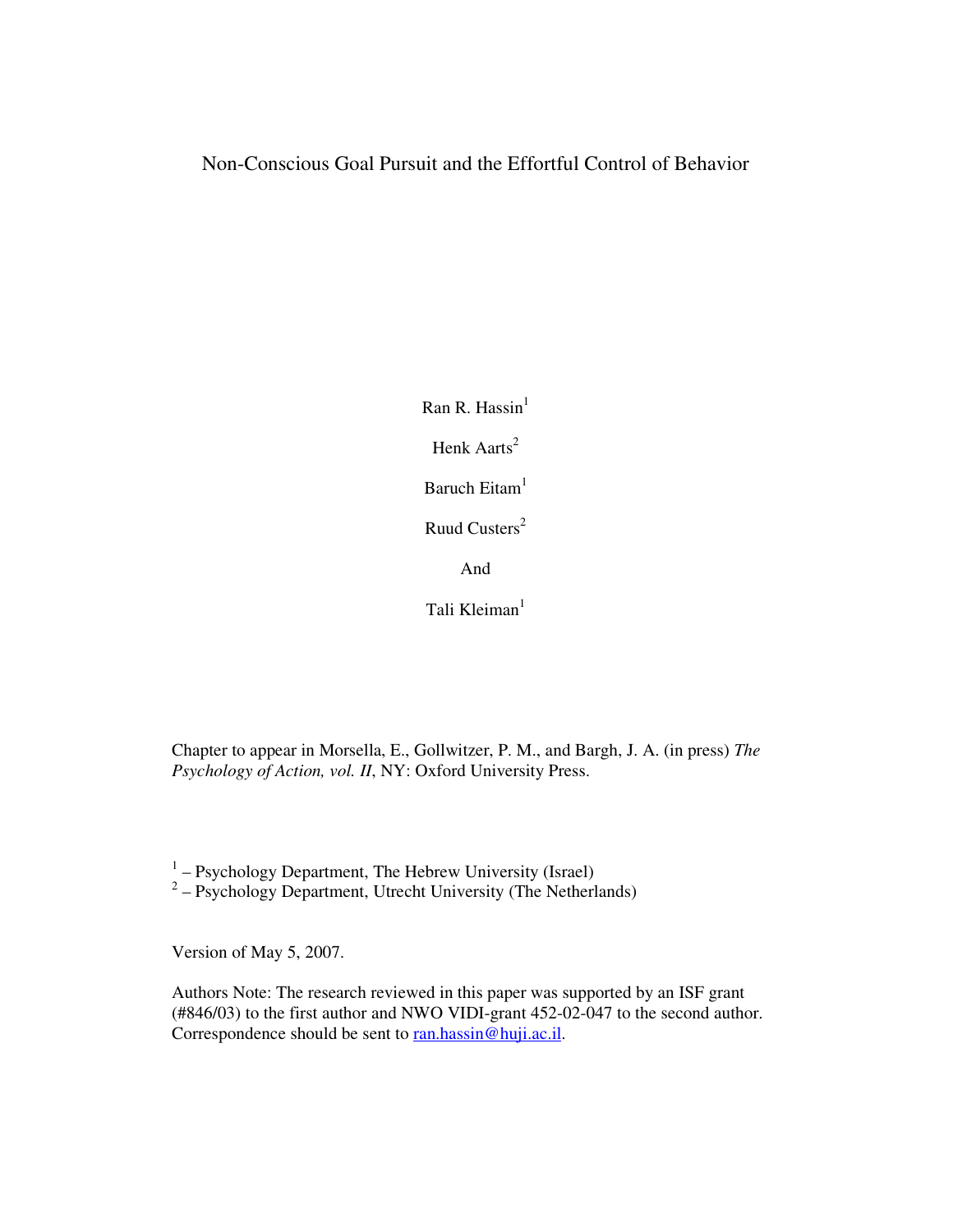# Non-Conscious Goal Pursuit and the Effortful Control of Behavior

Ran R. Hassin[1]

Henk Aarts[2]

Baruch Eitam[1]

Ruud Custers[2]

And

Tali Kleiman[1]

Chapter to appear in Morsella, E., Gollwitzer, P. M., and Bargh, J. A. (in press) *The Psychology of Action, vol. II*, NY: Oxford University Press.

[1] – Psychology Department, The Hebrew University (Israel)
[2] – Psychology Department, Utrecht University (The Netherlands)

Version of May 5, 2007.

Authors Note: The research reviewed in this paper was supported by an ISF grant (#846/03) to the first author and NWO VIDI-grant 452-02-047 to the second author. Correspondence should be sent to ran.hassin@huji.ac.il.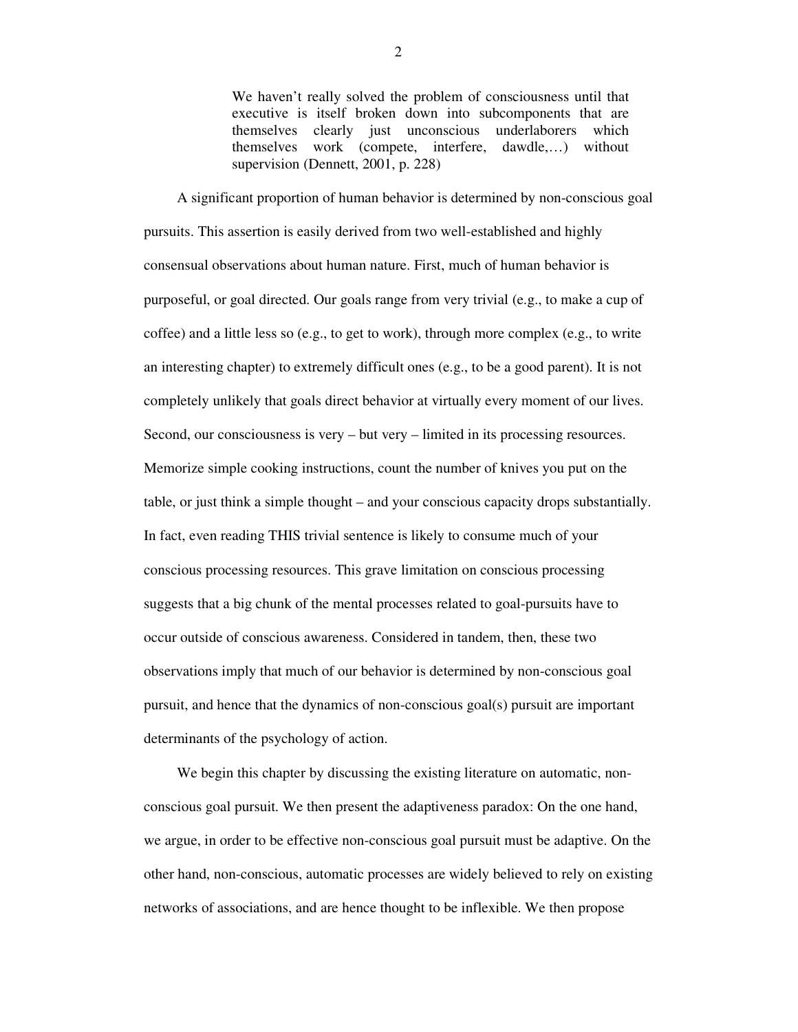> We haven't really solved the problem of consciousness until that executive is itself broken down into subcomponents that are themselves clearly just unconscious underlaborers which themselves work (compete, interfere, dawdle,…) without supervision (Dennett, 2001, p. 228)

A significant proportion of human behavior is determined by non-conscious goal pursuits. This assertion is easily derived from two well-established and highly consensual observations about human nature. First, much of human behavior is purposeful, or goal directed. Our goals range from very trivial (e.g., to make a cup of coffee) and a little less so (e.g., to get to work), through more complex (e.g., to write an interesting chapter) to extremely difficult ones (e.g., to be a good parent). It is not completely unlikely that goals direct behavior at virtually every moment of our lives. Second, our consciousness is very – but very – limited in its processing resources. Memorize simple cooking instructions, count the number of knives you put on the table, or just think a simple thought – and your conscious capacity drops substantially. In fact, even reading THIS trivial sentence is likely to consume much of your conscious processing resources. This grave limitation on conscious processing suggests that a big chunk of the mental processes related to goal-pursuits have to occur outside of conscious awareness. Considered in tandem, then, these two observations imply that much of our behavior is determined by non-conscious goal pursuit, and hence that the dynamics of non-conscious goal(s) pursuit are important determinants of the psychology of action.

We begin this chapter by discussing the existing literature on automatic, non-conscious goal pursuit. We then present the adaptiveness paradox: On the one hand, we argue, in order to be effective non-conscious goal pursuit must be adaptive. On the other hand, non-conscious, automatic processes are widely believed to rely on existing networks of associations, and are hence thought to be inflexible. We then propose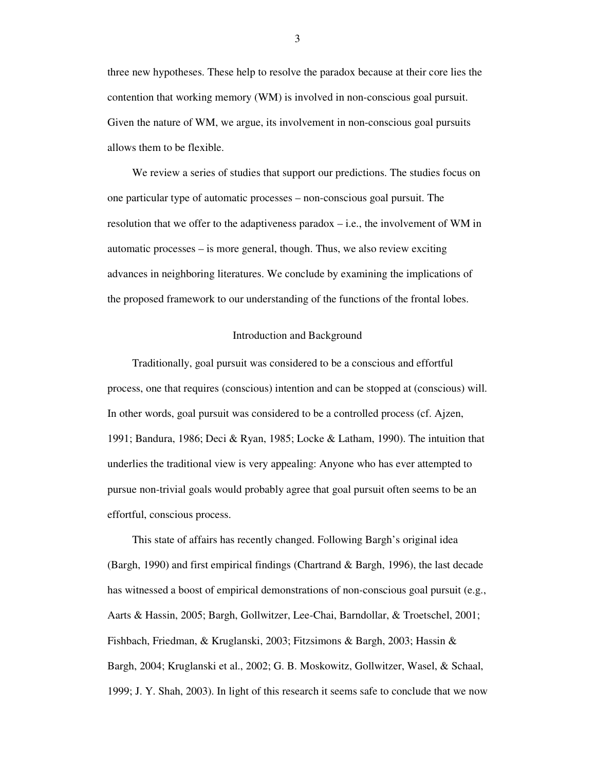three new hypotheses. These help to resolve the paradox because at their core lies the contention that working memory (WM) is involved in non-conscious goal pursuit. Given the nature of WM, we argue, its involvement in non-conscious goal pursuits allows them to be flexible.

We review a series of studies that support our predictions. The studies focus on one particular type of automatic processes – non-conscious goal pursuit. The resolution that we offer to the adaptiveness paradox – i.e., the involvement of WM in automatic processes – is more general, though. Thus, we also review exciting advances in neighboring literatures. We conclude by examining the implications of the proposed framework to our understanding of the functions of the frontal lobes.

## Introduction and Background

Traditionally, goal pursuit was considered to be a conscious and effortful process, one that requires (conscious) intention and can be stopped at (conscious) will. In other words, goal pursuit was considered to be a controlled process (cf. Ajzen, 1991; Bandura, 1986; Deci & Ryan, 1985; Locke & Latham, 1990). The intuition that underlies the traditional view is very appealing: Anyone who has ever attempted to pursue non-trivial goals would probably agree that goal pursuit often seems to be an effortful, conscious process.

This state of affairs has recently changed. Following Bargh's original idea (Bargh, 1990) and first empirical findings (Chartrand & Bargh, 1996), the last decade has witnessed a boost of empirical demonstrations of non-conscious goal pursuit (e.g., Aarts & Hassin, 2005; Bargh, Gollwitzer, Lee-Chai, Barndollar, & Troetschel, 2001; Fishbach, Friedman, & Kruglanski, 2003; Fitzsimons & Bargh, 2003; Hassin & Bargh, 2004; Kruglanski et al., 2002; G. B. Moskowitz, Gollwitzer, Wasel, & Schaal, 1999; J. Y. Shah, 2003). In light of this research it seems safe to conclude that we now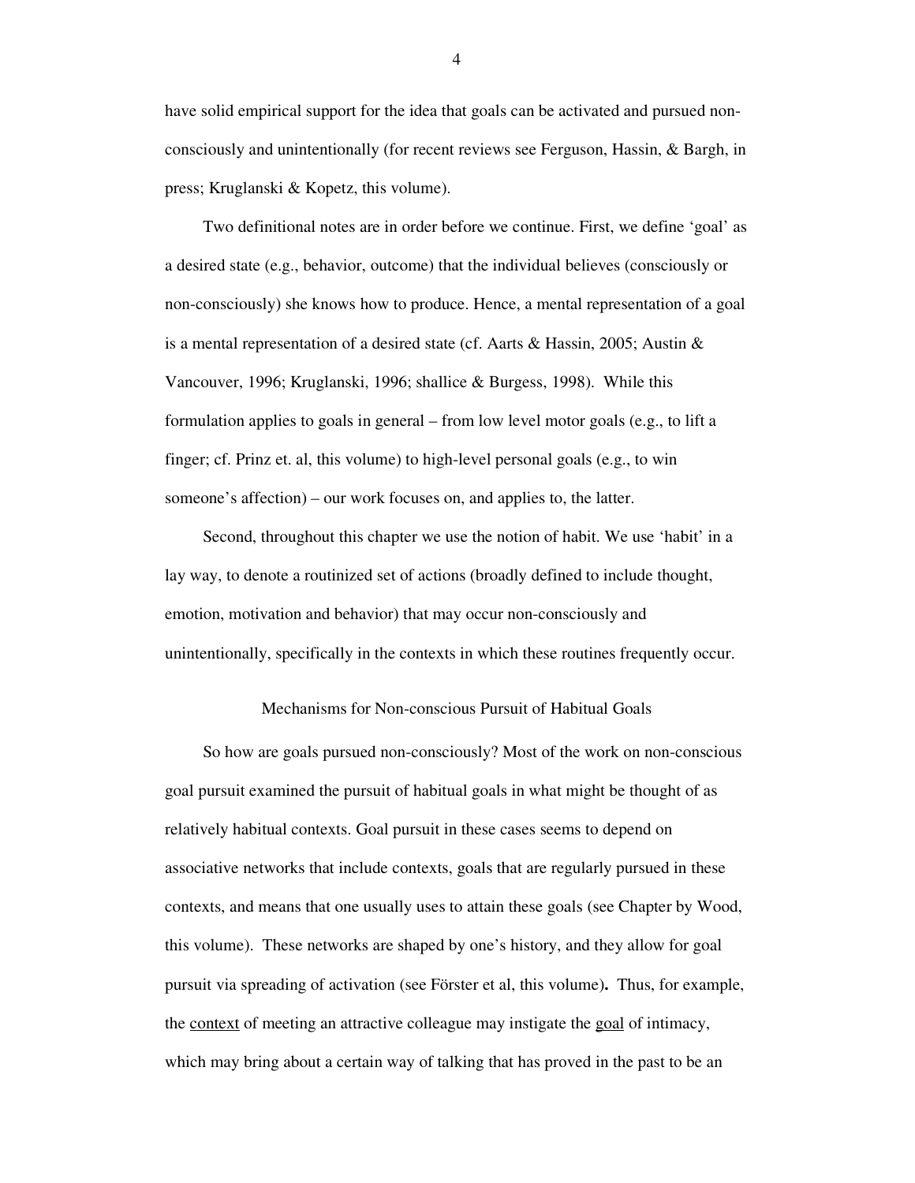have solid empirical support for the idea that goals can be activated and pursued non-consciously and unintentionally (for recent reviews see Ferguson, Hassin, & Bargh, in press; Kruglanski & Kopetz, this volume).

Two definitional notes are in order before we continue. First, we define 'goal' as a desired state (e.g., behavior, outcome) that the individual believes (consciously or non-consciously) she knows how to produce. Hence, a mental representation of a goal is a mental representation of a desired state (cf. Aarts & Hassin, 2005; Austin & Vancouver, 1996; Kruglanski, 1996; shallice & Burgess, 1998). While this formulation applies to goals in general – from low level motor goals (e.g., to lift a finger; cf. Prinz et. al, this volume) to high-level personal goals (e.g., to win someone's affection) – our work focuses on, and applies to, the latter.

Second, throughout this chapter we use the notion of habit. We use 'habit' in a lay way, to denote a routinized set of actions (broadly defined to include thought, emotion, motivation and behavior) that may occur non-consciously and unintentionally, specifically in the contexts in which these routines frequently occur.

## Mechanisms for Non-conscious Pursuit of Habitual Goals

So how are goals pursued non-consciously? Most of the work on non-conscious goal pursuit examined the pursuit of habitual goals in what might be thought of as relatively habitual contexts. Goal pursuit in these cases seems to depend on associative networks that include contexts, goals that are regularly pursued in these contexts, and means that one usually uses to attain these goals (see Chapter by Wood, this volume). These networks are shaped by one's history, and they allow for goal pursuit via spreading of activation (see Förster et al, this volume)**.** Thus, for example, the <u>context</u> of meeting an attractive colleague may instigate the <u>goal</u> of intimacy, which may bring about a certain way of talking that has proved in the past to be an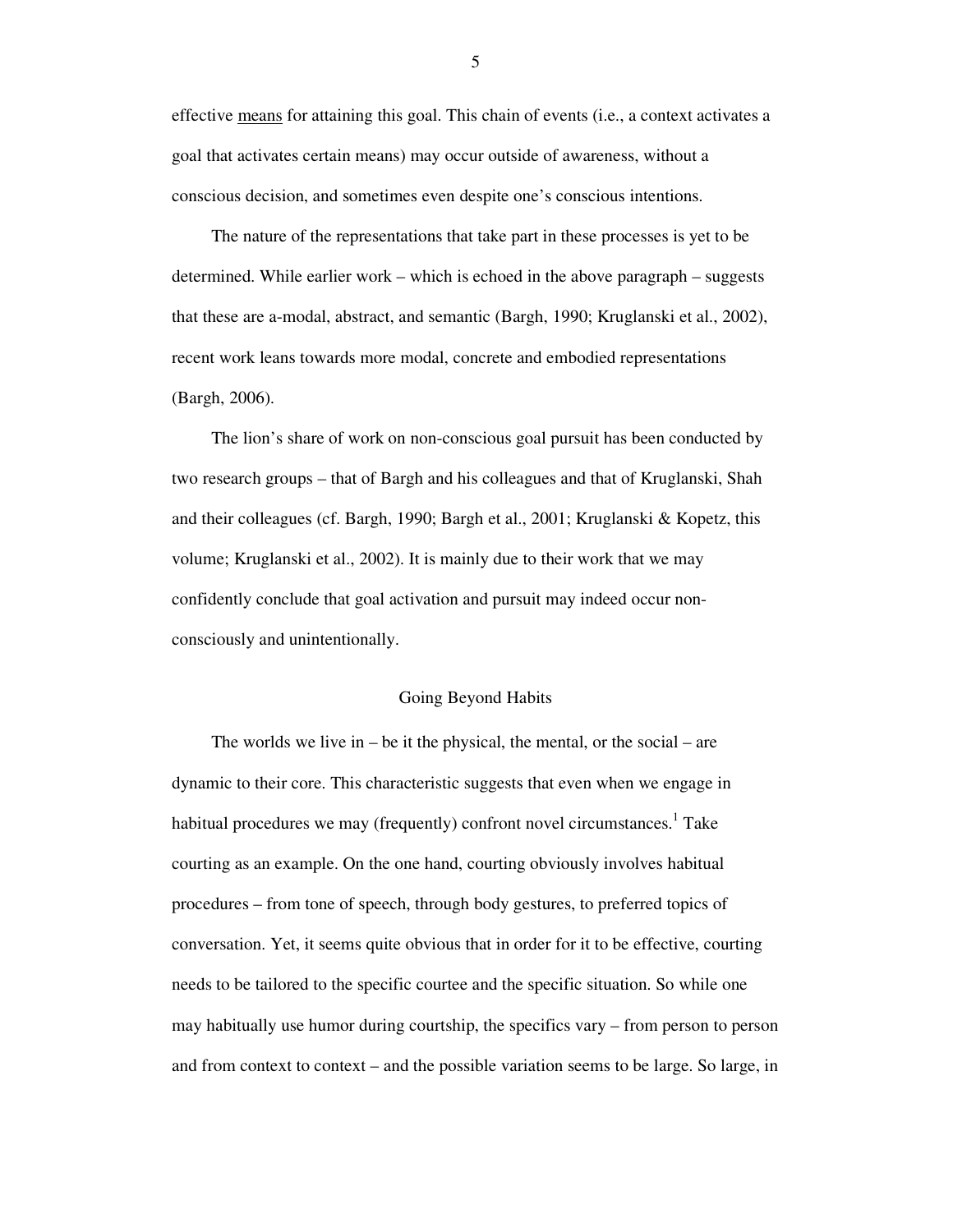effective means for attaining this goal. This chain of events (i.e., a context activates a goal that activates certain means) may occur outside of awareness, without a conscious decision, and sometimes even despite one's conscious intentions.

The nature of the representations that take part in these processes is yet to be determined. While earlier work – which is echoed in the above paragraph – suggests that these are a-modal, abstract, and semantic (Bargh, 1990; Kruglanski et al., 2002), recent work leans towards more modal, concrete and embodied representations (Bargh, 2006).

The lion's share of work on non-conscious goal pursuit has been conducted by two research groups – that of Bargh and his colleagues and that of Kruglanski, Shah and their colleagues (cf. Bargh, 1990; Bargh et al., 2001; Kruglanski & Kopetz, this volume; Kruglanski et al., 2002). It is mainly due to their work that we may confidently conclude that goal activation and pursuit may indeed occur non-consciously and unintentionally.

## Going Beyond Habits

The worlds we live in – be it the physical, the mental, or the social – are dynamic to their core. This characteristic suggests that even when we engage in habitual procedures we may (frequently) confront novel circumstances.[1] Take courting as an example. On the one hand, courting obviously involves habitual procedures – from tone of speech, through body gestures, to preferred topics of conversation. Yet, it seems quite obvious that in order for it to be effective, courting needs to be tailored to the specific courtee and the specific situation. So while one may habitually use humor during courtship, the specifics vary – from person to person and from context to context – and the possible variation seems to be large. So large, in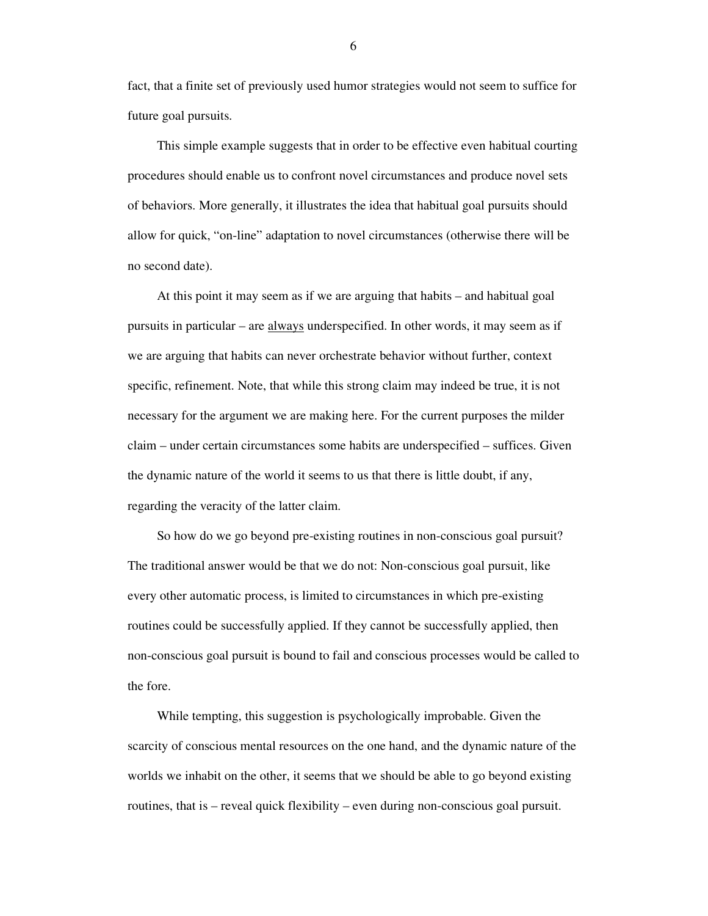fact, that a finite set of previously used humor strategies would not seem to suffice for future goal pursuits.

This simple example suggests that in order to be effective even habitual courting procedures should enable us to confront novel circumstances and produce novel sets of behaviors. More generally, it illustrates the idea that habitual goal pursuits should allow for quick, "on-line" adaptation to novel circumstances (otherwise there will be no second date).

At this point it may seem as if we are arguing that habits – and habitual goal pursuits in particular – are <u>always</u> underspecified. In other words, it may seem as if we are arguing that habits can never orchestrate behavior without further, context specific, refinement. Note, that while this strong claim may indeed be true, it is not necessary for the argument we are making here. For the current purposes the milder claim – under certain circumstances some habits are underspecified – suffices. Given the dynamic nature of the world it seems to us that there is little doubt, if any, regarding the veracity of the latter claim.

So how do we go beyond pre-existing routines in non-conscious goal pursuit? The traditional answer would be that we do not: Non-conscious goal pursuit, like every other automatic process, is limited to circumstances in which pre-existing routines could be successfully applied. If they cannot be successfully applied, then non-conscious goal pursuit is bound to fail and conscious processes would be called to the fore.

While tempting, this suggestion is psychologically improbable. Given the scarcity of conscious mental resources on the one hand, and the dynamic nature of the worlds we inhabit on the other, it seems that we should be able to go beyond existing routines, that is – reveal quick flexibility – even during non-conscious goal pursuit.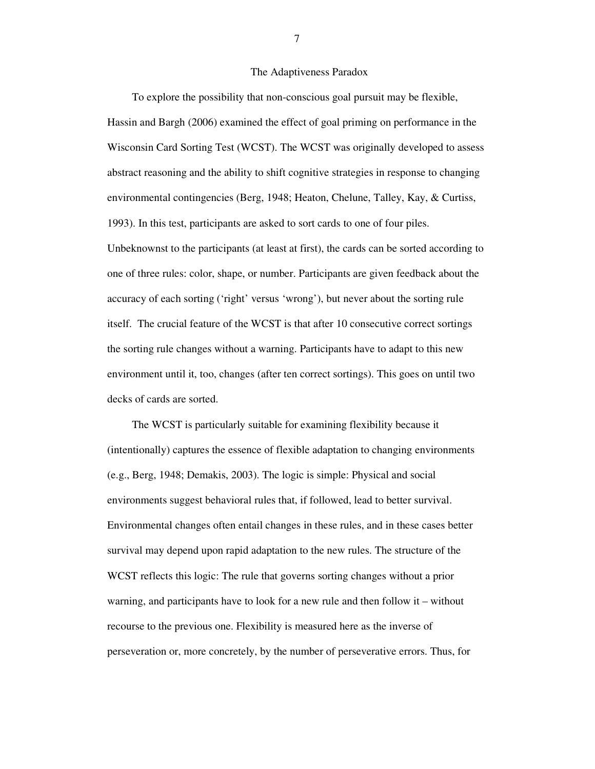## The Adaptiveness Paradox

To explore the possibility that non-conscious goal pursuit may be flexible, Hassin and Bargh (2006) examined the effect of goal priming on performance in the Wisconsin Card Sorting Test (WCST). The WCST was originally developed to assess abstract reasoning and the ability to shift cognitive strategies in response to changing environmental contingencies (Berg, 1948; Heaton, Chelune, Talley, Kay, & Curtiss, 1993). In this test, participants are asked to sort cards to one of four piles. Unbeknownst to the participants (at least at first), the cards can be sorted according to one of three rules: color, shape, or number. Participants are given feedback about the accuracy of each sorting ('right' versus 'wrong'), but never about the sorting rule itself. The crucial feature of the WCST is that after 10 consecutive correct sortings the sorting rule changes without a warning. Participants have to adapt to this new environment until it, too, changes (after ten correct sortings). This goes on until two decks of cards are sorted.

The WCST is particularly suitable for examining flexibility because it (intentionally) captures the essence of flexible adaptation to changing environments (e.g., Berg, 1948; Demakis, 2003). The logic is simple: Physical and social environments suggest behavioral rules that, if followed, lead to better survival. Environmental changes often entail changes in these rules, and in these cases better survival may depend upon rapid adaptation to the new rules. The structure of the WCST reflects this logic: The rule that governs sorting changes without a prior warning, and participants have to look for a new rule and then follow it – without recourse to the previous one. Flexibility is measured here as the inverse of perseveration or, more concretely, by the number of perseverative errors. Thus, for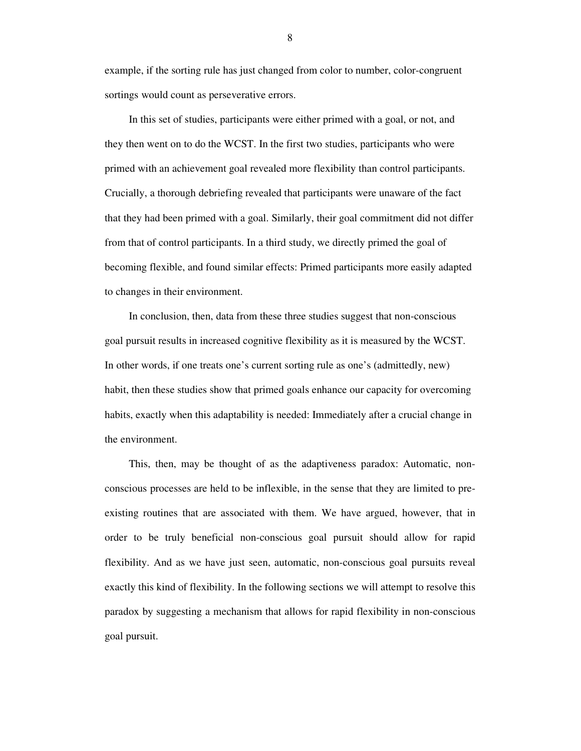example, if the sorting rule has just changed from color to number, color-congruent sortings would count as perseverative errors.

In this set of studies, participants were either primed with a goal, or not, and they then went on to do the WCST. In the first two studies, participants who were primed with an achievement goal revealed more flexibility than control participants. Crucially, a thorough debriefing revealed that participants were unaware of the fact that they had been primed with a goal. Similarly, their goal commitment did not differ from that of control participants. In a third study, we directly primed the goal of becoming flexible, and found similar effects: Primed participants more easily adapted to changes in their environment.

In conclusion, then, data from these three studies suggest that non-conscious goal pursuit results in increased cognitive flexibility as it is measured by the WCST. In other words, if one treats one's current sorting rule as one's (admittedly, new) habit, then these studies show that primed goals enhance our capacity for overcoming habits, exactly when this adaptability is needed: Immediately after a crucial change in the environment.

This, then, may be thought of as the adaptiveness paradox: Automatic, non-conscious processes are held to be inflexible, in the sense that they are limited to pre-existing routines that are associated with them. We have argued, however, that in order to be truly beneficial non-conscious goal pursuit should allow for rapid flexibility. And as we have just seen, automatic, non-conscious goal pursuits reveal exactly this kind of flexibility. In the following sections we will attempt to resolve this paradox by suggesting a mechanism that allows for rapid flexibility in non-conscious goal pursuit.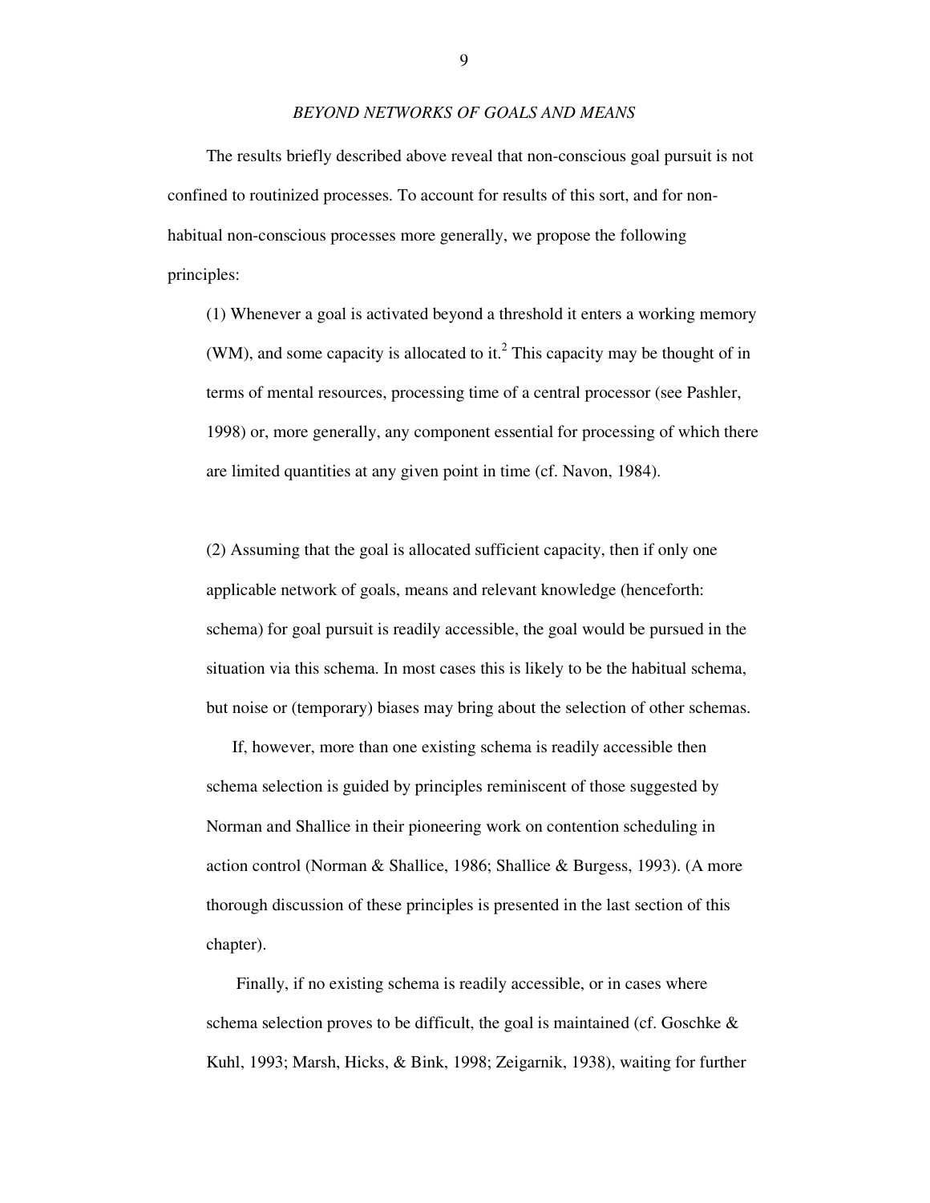## *BEYOND NETWORKS OF GOALS AND MEANS*

The results briefly described above reveal that non-conscious goal pursuit is not confined to routinized processes. To account for results of this sort, and for non-habitual non-conscious processes more generally, we propose the following principles:

(1) Whenever a goal is activated beyond a threshold it enters a working memory (WM), and some capacity is allocated to it.[2] This capacity may be thought of in terms of mental resources, processing time of a central processor (see Pashler, 1998) or, more generally, any component essential for processing of which there are limited quantities at any given point in time (cf. Navon, 1984).

(2) Assuming that the goal is allocated sufficient capacity, then if only one applicable network of goals, means and relevant knowledge (henceforth: schema) for goal pursuit is readily accessible, the goal would be pursued in the situation via this schema. In most cases this is likely to be the habitual schema, but noise or (temporary) biases may bring about the selection of other schemas.

If, however, more than one existing schema is readily accessible then schema selection is guided by principles reminiscent of those suggested by Norman and Shallice in their pioneering work on contention scheduling in action control (Norman & Shallice, 1986; Shallice & Burgess, 1993). (A more thorough discussion of these principles is presented in the last section of this chapter).

Finally, if no existing schema is readily accessible, or in cases where schema selection proves to be difficult, the goal is maintained (cf. Goschke & Kuhl, 1993; Marsh, Hicks, & Bink, 1998; Zeigarnik, 1938), waiting for further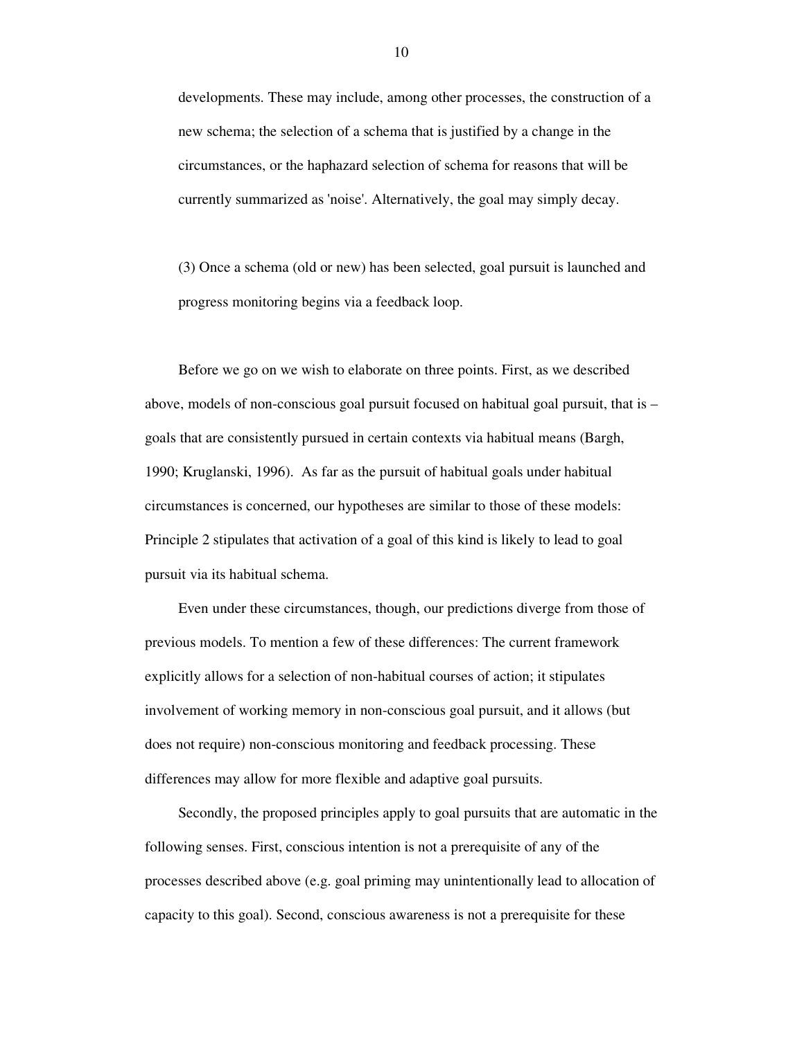developments. These may include, among other processes, the construction of a new schema; the selection of a schema that is justified by a change in the circumstances, or the haphazard selection of schema for reasons that will be currently summarized as 'noise'. Alternatively, the goal may simply decay.

(3) Once a schema (old or new) has been selected, goal pursuit is launched and progress monitoring begins via a feedback loop.

Before we go on we wish to elaborate on three points. First, as we described above, models of non-conscious goal pursuit focused on habitual goal pursuit, that is – goals that are consistently pursued in certain contexts via habitual means (Bargh, 1990; Kruglanski, 1996). As far as the pursuit of habitual goals under habitual circumstances is concerned, our hypotheses are similar to those of these models: Principle 2 stipulates that activation of a goal of this kind is likely to lead to goal pursuit via its habitual schema.

Even under these circumstances, though, our predictions diverge from those of previous models. To mention a few of these differences: The current framework explicitly allows for a selection of non-habitual courses of action; it stipulates involvement of working memory in non-conscious goal pursuit, and it allows (but does not require) non-conscious monitoring and feedback processing. These differences may allow for more flexible and adaptive goal pursuits.

Secondly, the proposed principles apply to goal pursuits that are automatic in the following senses. First, conscious intention is not a prerequisite of any of the processes described above (e.g. goal priming may unintentionally lead to allocation of capacity to this goal). Second, conscious awareness is not a prerequisite for these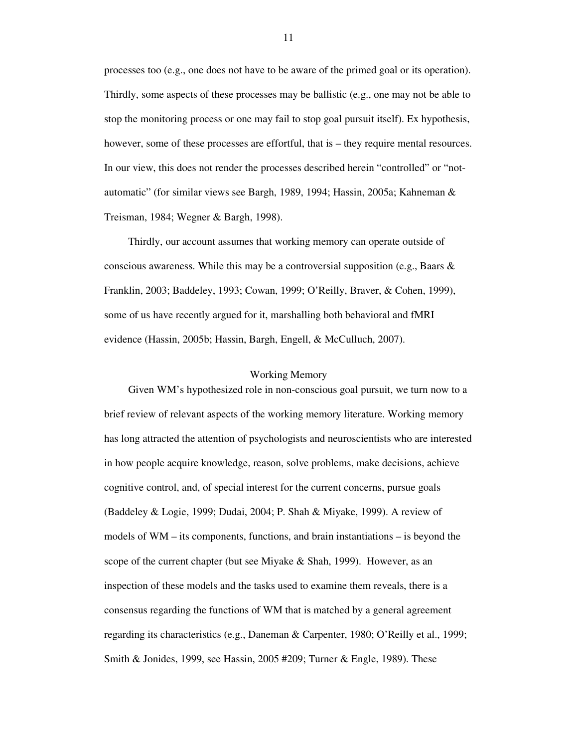processes too (e.g., one does not have to be aware of the primed goal or its operation). Thirdly, some aspects of these processes may be ballistic (e.g., one may not be able to stop the monitoring process or one may fail to stop goal pursuit itself). Ex hypothesis, however, some of these processes are effortful, that is – they require mental resources. In our view, this does not render the processes described herein "controlled" or "not-automatic" (for similar views see Bargh, 1989, 1994; Hassin, 2005a; Kahneman & Treisman, 1984; Wegner & Bargh, 1998).

Thirdly, our account assumes that working memory can operate outside of conscious awareness. While this may be a controversial supposition (e.g., Baars & Franklin, 2003; Baddeley, 1993; Cowan, 1999; O'Reilly, Braver, & Cohen, 1999), some of us have recently argued for it, marshalling both behavioral and fMRI evidence (Hassin, 2005b; Hassin, Bargh, Engell, & McCulluch, 2007).

## Working Memory

Given WM's hypothesized role in non-conscious goal pursuit, we turn now to a brief review of relevant aspects of the working memory literature. Working memory has long attracted the attention of psychologists and neuroscientists who are interested in how people acquire knowledge, reason, solve problems, make decisions, achieve cognitive control, and, of special interest for the current concerns, pursue goals (Baddeley & Logie, 1999; Dudai, 2004; P. Shah & Miyake, 1999). A review of models of WM – its components, functions, and brain instantiations – is beyond the scope of the current chapter (but see Miyake & Shah, 1999). However, as an inspection of these models and the tasks used to examine them reveals, there is a consensus regarding the functions of WM that is matched by a general agreement regarding its characteristics (e.g., Daneman & Carpenter, 1980; O'Reilly et al., 1999; Smith & Jonides, 1999, see Hassin, 2005 #209; Turner & Engle, 1989). These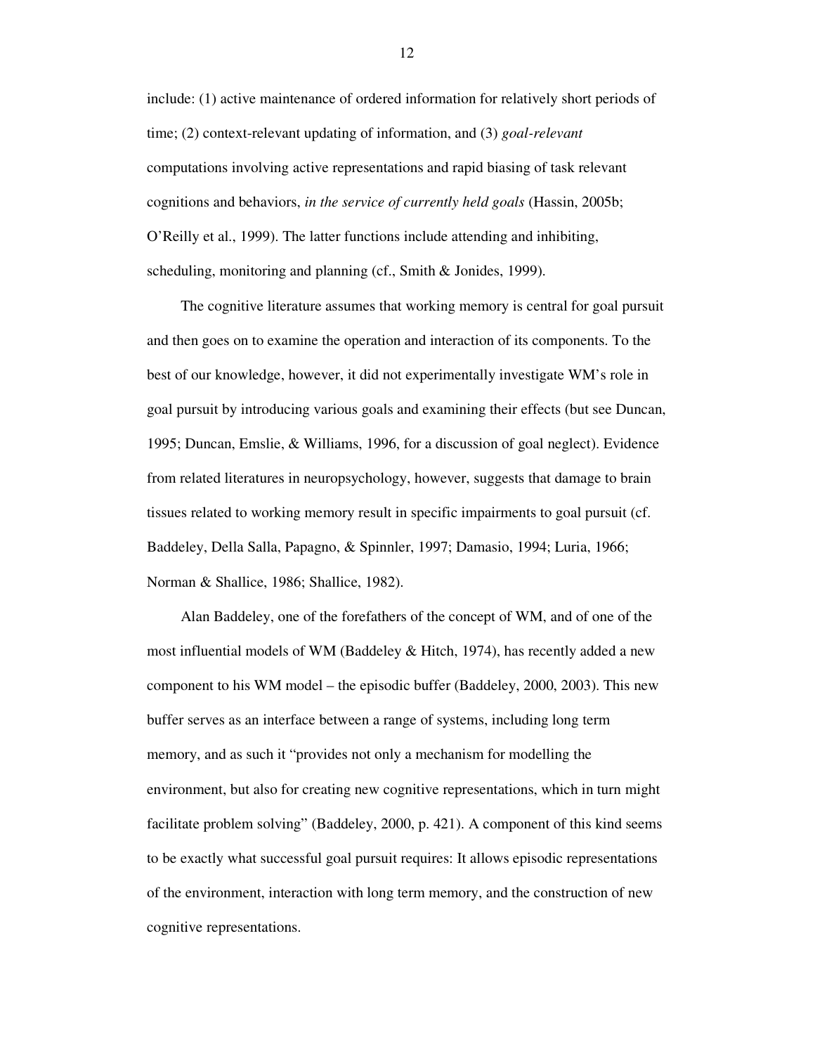include: (1) active maintenance of ordered information for relatively short periods of time; (2) context-relevant updating of information, and (3) *goal-relevant* computations involving active representations and rapid biasing of task relevant cognitions and behaviors, *in the service of currently held goals* (Hassin, 2005b; O'Reilly et al., 1999). The latter functions include attending and inhibiting, scheduling, monitoring and planning (cf., Smith & Jonides, 1999).

The cognitive literature assumes that working memory is central for goal pursuit and then goes on to examine the operation and interaction of its components. To the best of our knowledge, however, it did not experimentally investigate WM's role in goal pursuit by introducing various goals and examining their effects (but see Duncan, 1995; Duncan, Emslie, & Williams, 1996, for a discussion of goal neglect). Evidence from related literatures in neuropsychology, however, suggests that damage to brain tissues related to working memory result in specific impairments to goal pursuit (cf. Baddeley, Della Salla, Papagno, & Spinnler, 1997; Damasio, 1994; Luria, 1966; Norman & Shallice, 1986; Shallice, 1982).

Alan Baddeley, one of the forefathers of the concept of WM, and of one of the most influential models of WM (Baddeley & Hitch, 1974), has recently added a new component to his WM model – the episodic buffer (Baddeley, 2000, 2003). This new buffer serves as an interface between a range of systems, including long term memory, and as such it "provides not only a mechanism for modelling the environment, but also for creating new cognitive representations, which in turn might facilitate problem solving" (Baddeley, 2000, p. 421). A component of this kind seems to be exactly what successful goal pursuit requires: It allows episodic representations of the environment, interaction with long term memory, and the construction of new cognitive representations.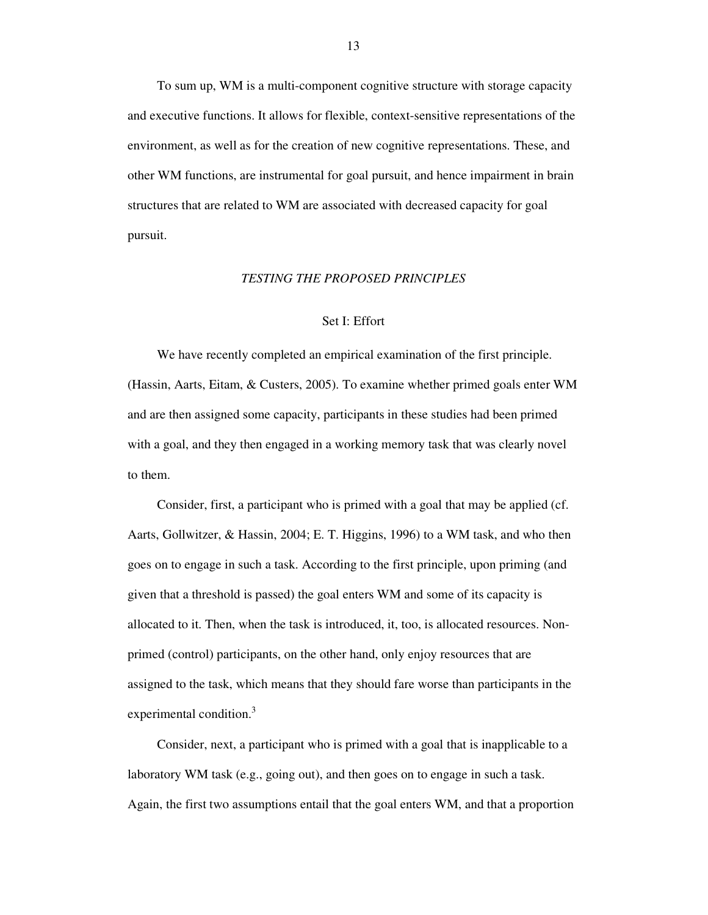To sum up, WM is a multi-component cognitive structure with storage capacity and executive functions. It allows for flexible, context-sensitive representations of the environment, as well as for the creation of new cognitive representations. These, and other WM functions, are instrumental for goal pursuit, and hence impairment in brain structures that are related to WM are associated with decreased capacity for goal pursuit.

## *TESTING THE PROPOSED PRINCIPLES*

### Set I: Effort

We have recently completed an empirical examination of the first principle. (Hassin, Aarts, Eitam, & Custers, 2005). To examine whether primed goals enter WM and are then assigned some capacity, participants in these studies had been primed with a goal, and they then engaged in a working memory task that was clearly novel to them.

Consider, first, a participant who is primed with a goal that may be applied (cf. Aarts, Gollwitzer, & Hassin, 2004; E. T. Higgins, 1996) to a WM task, and who then goes on to engage in such a task. According to the first principle, upon priming (and given that a threshold is passed) the goal enters WM and some of its capacity is allocated to it. Then, when the task is introduced, it, too, is allocated resources. Non-primed (control) participants, on the other hand, only enjoy resources that are assigned to the task, which means that they should fare worse than participants in the experimental condition.[3]

Consider, next, a participant who is primed with a goal that is inapplicable to a laboratory WM task (e.g., going out), and then goes on to engage in such a task. Again, the first two assumptions entail that the goal enters WM, and that a proportion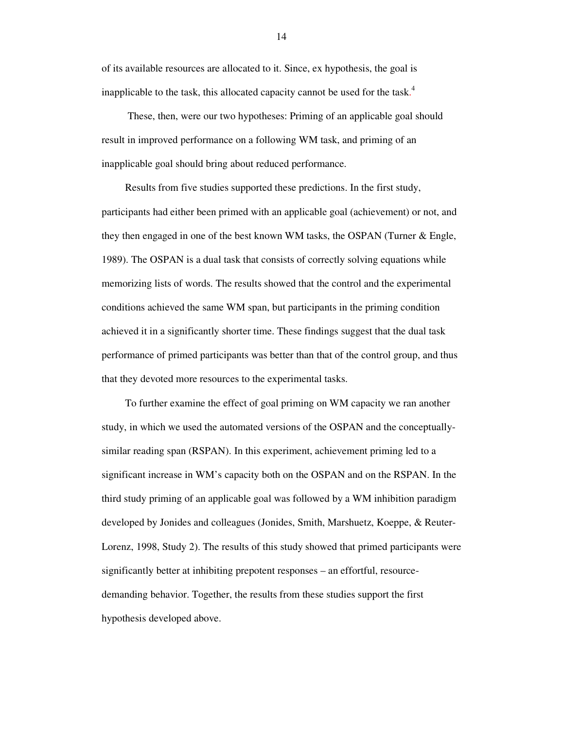of its available resources are allocated to it. Since, ex hypothesis, the goal is inapplicable to the task, this allocated capacity cannot be used for the task.[4]

These, then, were our two hypotheses: Priming of an applicable goal should result in improved performance on a following WM task, and priming of an inapplicable goal should bring about reduced performance.

Results from five studies supported these predictions. In the first study, participants had either been primed with an applicable goal (achievement) or not, and they then engaged in one of the best known WM tasks, the OSPAN (Turner & Engle, 1989). The OSPAN is a dual task that consists of correctly solving equations while memorizing lists of words. The results showed that the control and the experimental conditions achieved the same WM span, but participants in the priming condition achieved it in a significantly shorter time. These findings suggest that the dual task performance of primed participants was better than that of the control group, and thus that they devoted more resources to the experimental tasks.

To further examine the effect of goal priming on WM capacity we ran another study, in which we used the automated versions of the OSPAN and the conceptually-similar reading span (RSPAN). In this experiment, achievement priming led to a significant increase in WM's capacity both on the OSPAN and on the RSPAN. In the third study priming of an applicable goal was followed by a WM inhibition paradigm developed by Jonides and colleagues (Jonides, Smith, Marshuetz, Koeppe, & Reuter-Lorenz, 1998, Study 2). The results of this study showed that primed participants were significantly better at inhibiting prepotent responses – an effortful, resource-demanding behavior. Together, the results from these studies support the first hypothesis developed above.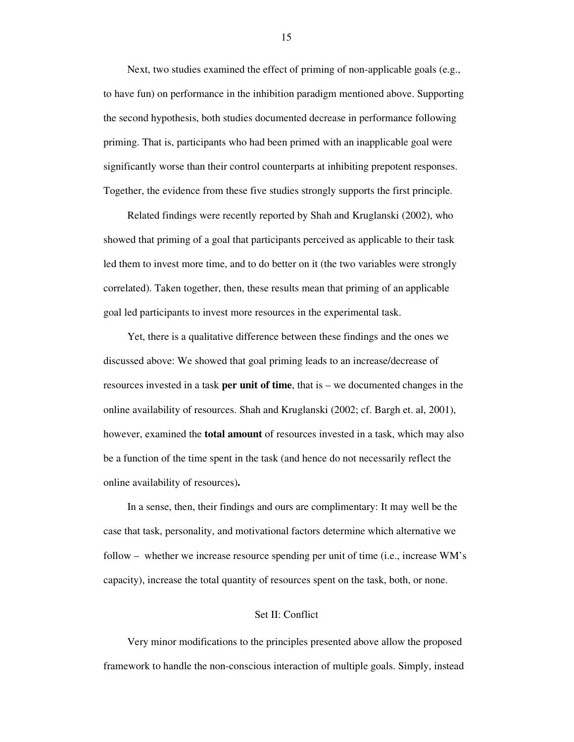Next, two studies examined the effect of priming of non-applicable goals (e.g., to have fun) on performance in the inhibition paradigm mentioned above. Supporting the second hypothesis, both studies documented decrease in performance following priming. That is, participants who had been primed with an inapplicable goal were significantly worse than their control counterparts at inhibiting prepotent responses. Together, the evidence from these five studies strongly supports the first principle.

Related findings were recently reported by Shah and Kruglanski (2002), who showed that priming of a goal that participants perceived as applicable to their task led them to invest more time, and to do better on it (the two variables were strongly correlated). Taken together, then, these results mean that priming of an applicable goal led participants to invest more resources in the experimental task.

Yet, there is a qualitative difference between these findings and the ones we discussed above: We showed that goal priming leads to an increase/decrease of resources invested in a task **per unit of time**, that is – we documented changes in the online availability of resources. Shah and Kruglanski (2002; cf. Bargh et. al, 2001), however, examined the **total amount** of resources invested in a task, which may also be a function of the time spent in the task (and hence do not necessarily reflect the online availability of resources)**.**

In a sense, then, their findings and ours are complimentary: It may well be the case that task, personality, and motivational factors determine which alternative we follow – whether we increase resource spending per unit of time (i.e., increase WM's capacity), increase the total quantity of resources spent on the task, both, or none.

## Set II: Conflict

Very minor modifications to the principles presented above allow the proposed framework to handle the non-conscious interaction of multiple goals. Simply, instead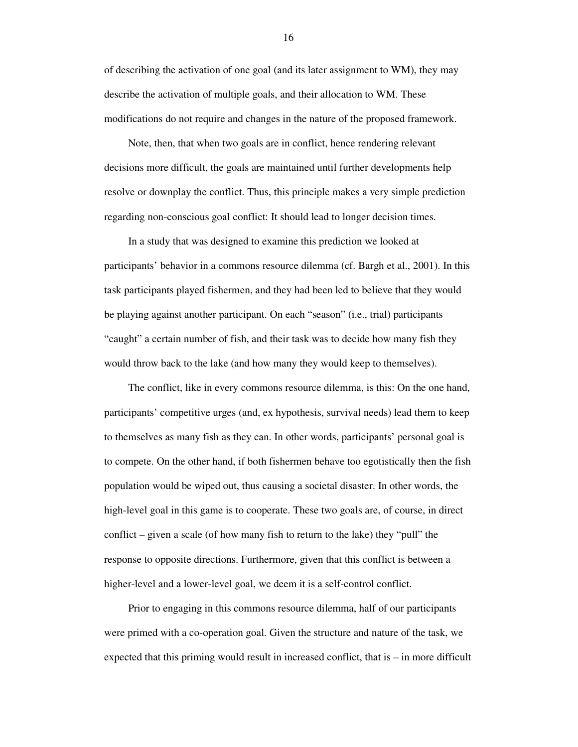of describing the activation of one goal (and its later assignment to WM), they may describe the activation of multiple goals, and their allocation to WM. These modifications do not require and changes in the nature of the proposed framework.

Note, then, that when two goals are in conflict, hence rendering relevant decisions more difficult, the goals are maintained until further developments help resolve or downplay the conflict. Thus, this principle makes a very simple prediction regarding non-conscious goal conflict: It should lead to longer decision times.

In a study that was designed to examine this prediction we looked at participants' behavior in a commons resource dilemma (cf. Bargh et al., 2001). In this task participants played fishermen, and they had been led to believe that they would be playing against another participant. On each "season" (i.e., trial) participants "caught" a certain number of fish, and their task was to decide how many fish they would throw back to the lake (and how many they would keep to themselves).

The conflict, like in every commons resource dilemma, is this: On the one hand, participants' competitive urges (and, ex hypothesis, survival needs) lead them to keep to themselves as many fish as they can. In other words, participants' personal goal is to compete. On the other hand, if both fishermen behave too egotistically then the fish population would be wiped out, thus causing a societal disaster. In other words, the high-level goal in this game is to cooperate. These two goals are, of course, in direct conflict – given a scale (of how many fish to return to the lake) they "pull" the response to opposite directions. Furthermore, given that this conflict is between a higher-level and a lower-level goal, we deem it is a self-control conflict.

Prior to engaging in this commons resource dilemma, half of our participants were primed with a co-operation goal. Given the structure and nature of the task, we expected that this priming would result in increased conflict, that is – in more difficult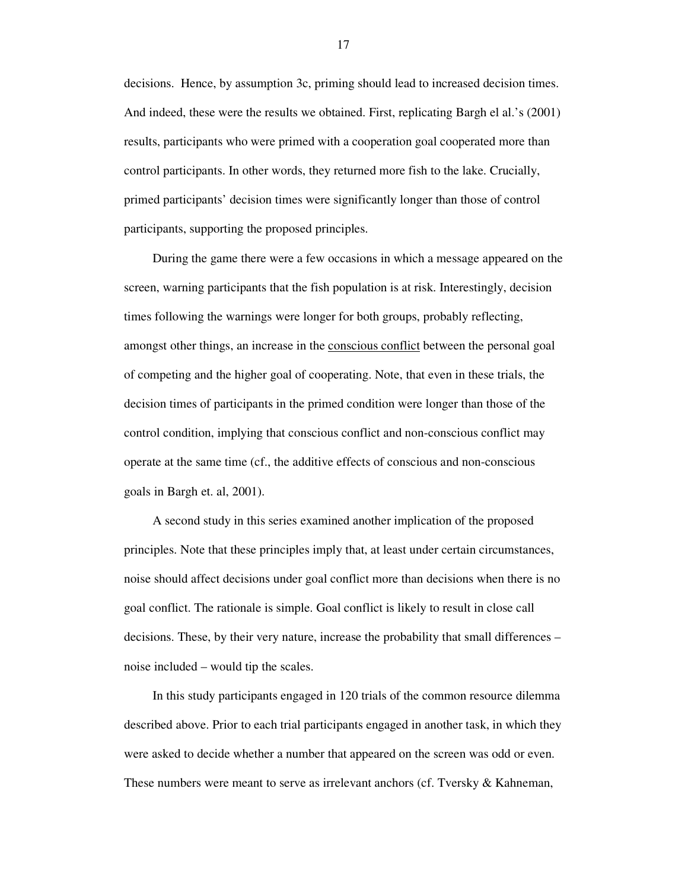decisions. Hence, by assumption 3c, priming should lead to increased decision times. And indeed, these were the results we obtained. First, replicating Bargh el al.'s (2001) results, participants who were primed with a cooperation goal cooperated more than control participants. In other words, they returned more fish to the lake. Crucially, primed participants' decision times were significantly longer than those of control participants, supporting the proposed principles.

During the game there were a few occasions in which a message appeared on the screen, warning participants that the fish population is at risk. Interestingly, decision times following the warnings were longer for both groups, probably reflecting, amongst other things, an increase in the <u>conscious conflict</u> between the personal goal of competing and the higher goal of cooperating. Note, that even in these trials, the decision times of participants in the primed condition were longer than those of the control condition, implying that conscious conflict and non-conscious conflict may operate at the same time (cf., the additive effects of conscious and non-conscious goals in Bargh et. al, 2001).

A second study in this series examined another implication of the proposed principles. Note that these principles imply that, at least under certain circumstances, noise should affect decisions under goal conflict more than decisions when there is no goal conflict. The rationale is simple. Goal conflict is likely to result in close call decisions. These, by their very nature, increase the probability that small differences – noise included – would tip the scales.

In this study participants engaged in 120 trials of the common resource dilemma described above. Prior to each trial participants engaged in another task, in which they were asked to decide whether a number that appeared on the screen was odd or even. These numbers were meant to serve as irrelevant anchors (cf. Tversky & Kahneman,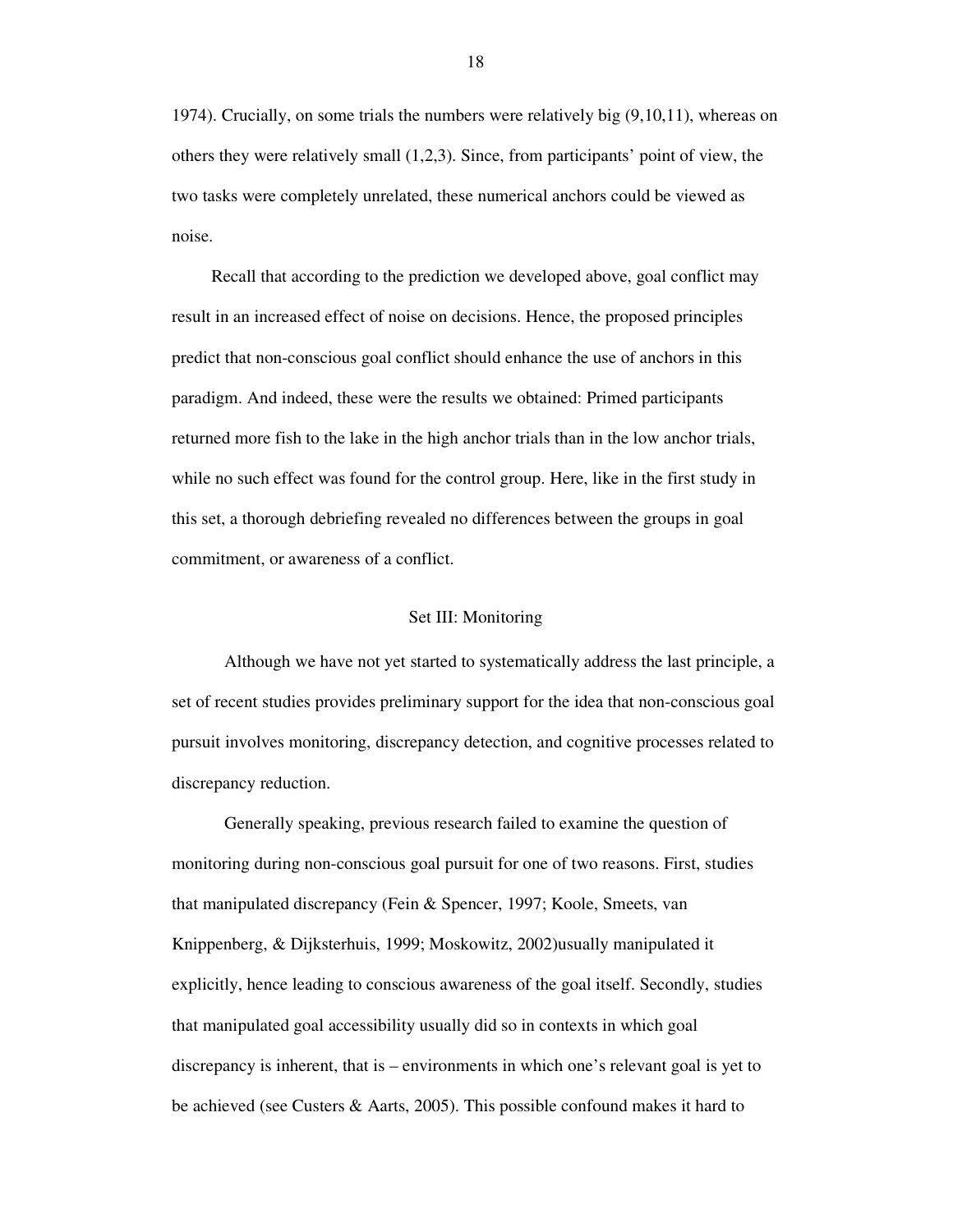1974). Crucially, on some trials the numbers were relatively big (9,10,11), whereas on others they were relatively small (1,2,3). Since, from participants' point of view, the two tasks were completely unrelated, these numerical anchors could be viewed as noise.

Recall that according to the prediction we developed above, goal conflict may result in an increased effect of noise on decisions. Hence, the proposed principles predict that non-conscious goal conflict should enhance the use of anchors in this paradigm. And indeed, these were the results we obtained: Primed participants returned more fish to the lake in the high anchor trials than in the low anchor trials, while no such effect was found for the control group. Here, like in the first study in this set, a thorough debriefing revealed no differences between the groups in goal commitment, or awareness of a conflict.

## Set III: Monitoring

Although we have not yet started to systematically address the last principle, a set of recent studies provides preliminary support for the idea that non-conscious goal pursuit involves monitoring, discrepancy detection, and cognitive processes related to discrepancy reduction.

Generally speaking, previous research failed to examine the question of monitoring during non-conscious goal pursuit for one of two reasons. First, studies that manipulated discrepancy (Fein & Spencer, 1997; Koole, Smeets, van Knippenberg, & Dijksterhuis, 1999; Moskowitz, 2002)usually manipulated it explicitly, hence leading to conscious awareness of the goal itself. Secondly, studies that manipulated goal accessibility usually did so in contexts in which goal discrepancy is inherent, that is – environments in which one's relevant goal is yet to be achieved (see Custers & Aarts, 2005). This possible confound makes it hard to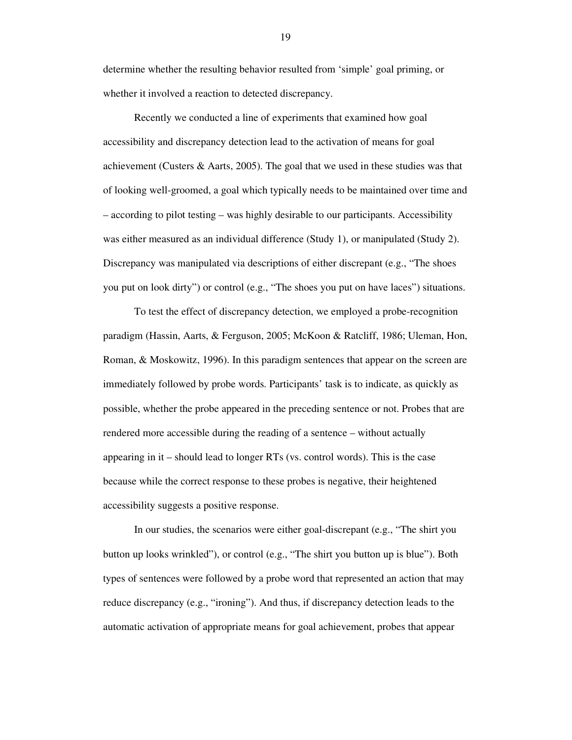determine whether the resulting behavior resulted from 'simple' goal priming, or whether it involved a reaction to detected discrepancy.

Recently we conducted a line of experiments that examined how goal accessibility and discrepancy detection lead to the activation of means for goal achievement (Custers & Aarts, 2005). The goal that we used in these studies was that of looking well-groomed, a goal which typically needs to be maintained over time and – according to pilot testing – was highly desirable to our participants. Accessibility was either measured as an individual difference (Study 1), or manipulated (Study 2). Discrepancy was manipulated via descriptions of either discrepant (e.g., "The shoes you put on look dirty") or control (e.g., "The shoes you put on have laces") situations.

To test the effect of discrepancy detection, we employed a probe-recognition paradigm (Hassin, Aarts, & Ferguson, 2005; McKoon & Ratcliff, 1986; Uleman, Hon, Roman, & Moskowitz, 1996). In this paradigm sentences that appear on the screen are immediately followed by probe words. Participants' task is to indicate, as quickly as possible, whether the probe appeared in the preceding sentence or not. Probes that are rendered more accessible during the reading of a sentence – without actually appearing in it – should lead to longer RTs (vs. control words). This is the case because while the correct response to these probes is negative, their heightened accessibility suggests a positive response.

In our studies, the scenarios were either goal-discrepant (e.g., "The shirt you button up looks wrinkled"), or control (e.g., "The shirt you button up is blue"). Both types of sentences were followed by a probe word that represented an action that may reduce discrepancy (e.g., "ironing"). And thus, if discrepancy detection leads to the automatic activation of appropriate means for goal achievement, probes that appear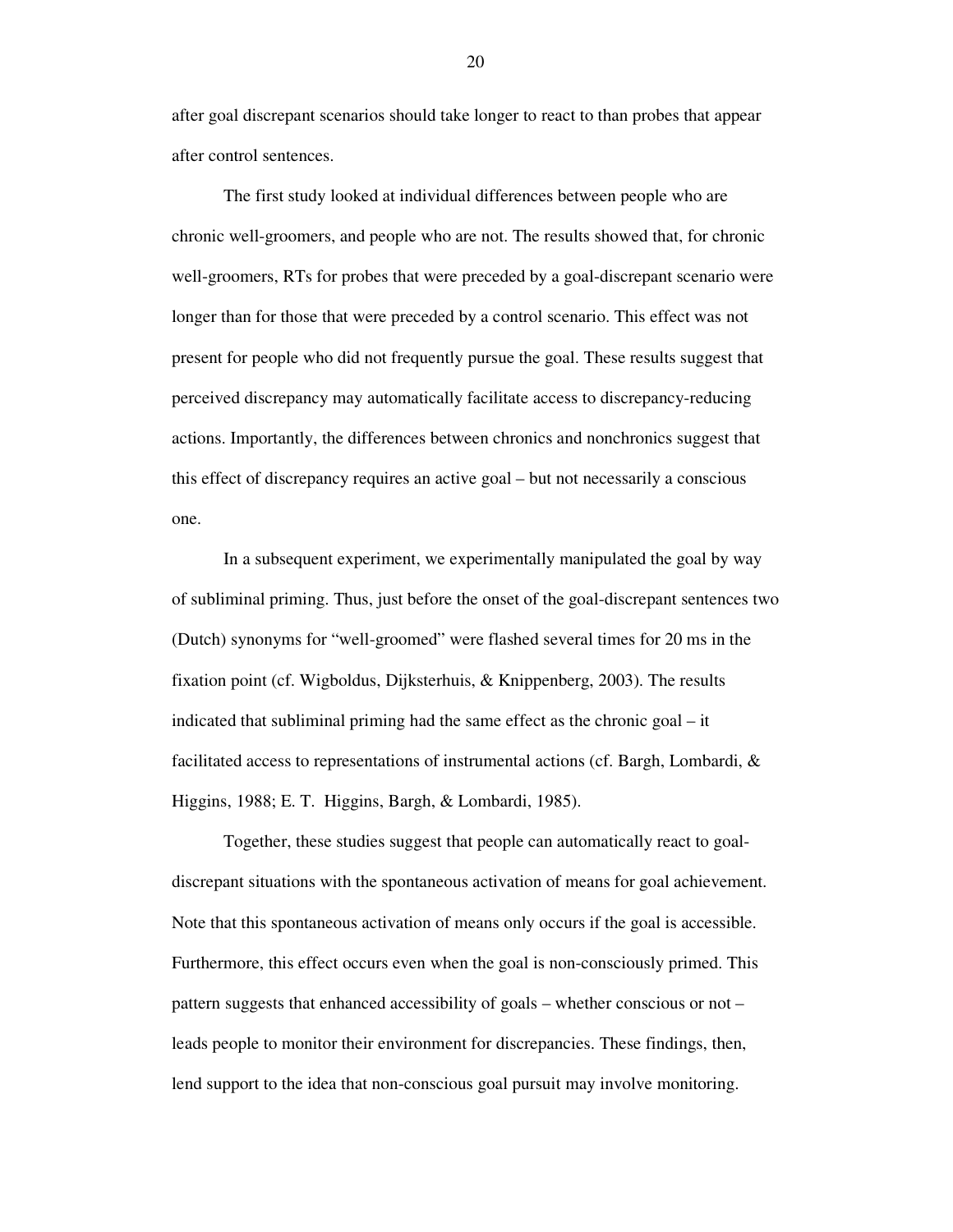after goal discrepant scenarios should take longer to react to than probes that appear after control sentences.

The first study looked at individual differences between people who are chronic well-groomers, and people who are not. The results showed that, for chronic well-groomers, RTs for probes that were preceded by a goal-discrepant scenario were longer than for those that were preceded by a control scenario. This effect was not present for people who did not frequently pursue the goal. These results suggest that perceived discrepancy may automatically facilitate access to discrepancy-reducing actions. Importantly, the differences between chronics and nonchronics suggest that this effect of discrepancy requires an active goal – but not necessarily a conscious one.

In a subsequent experiment, we experimentally manipulated the goal by way of subliminal priming. Thus, just before the onset of the goal-discrepant sentences two (Dutch) synonyms for "well-groomed" were flashed several times for 20 ms in the fixation point (cf. Wigboldus, Dijksterhuis, & Knippenberg, 2003). The results indicated that subliminal priming had the same effect as the chronic goal – it facilitated access to representations of instrumental actions (cf. Bargh, Lombardi, & Higgins, 1988; E. T. Higgins, Bargh, & Lombardi, 1985).

Together, these studies suggest that people can automatically react to goal-discrepant situations with the spontaneous activation of means for goal achievement. Note that this spontaneous activation of means only occurs if the goal is accessible. Furthermore, this effect occurs even when the goal is non-consciously primed. This pattern suggests that enhanced accessibility of goals – whether conscious or not – leads people to monitor their environment for discrepancies. These findings, then, lend support to the idea that non-conscious goal pursuit may involve monitoring.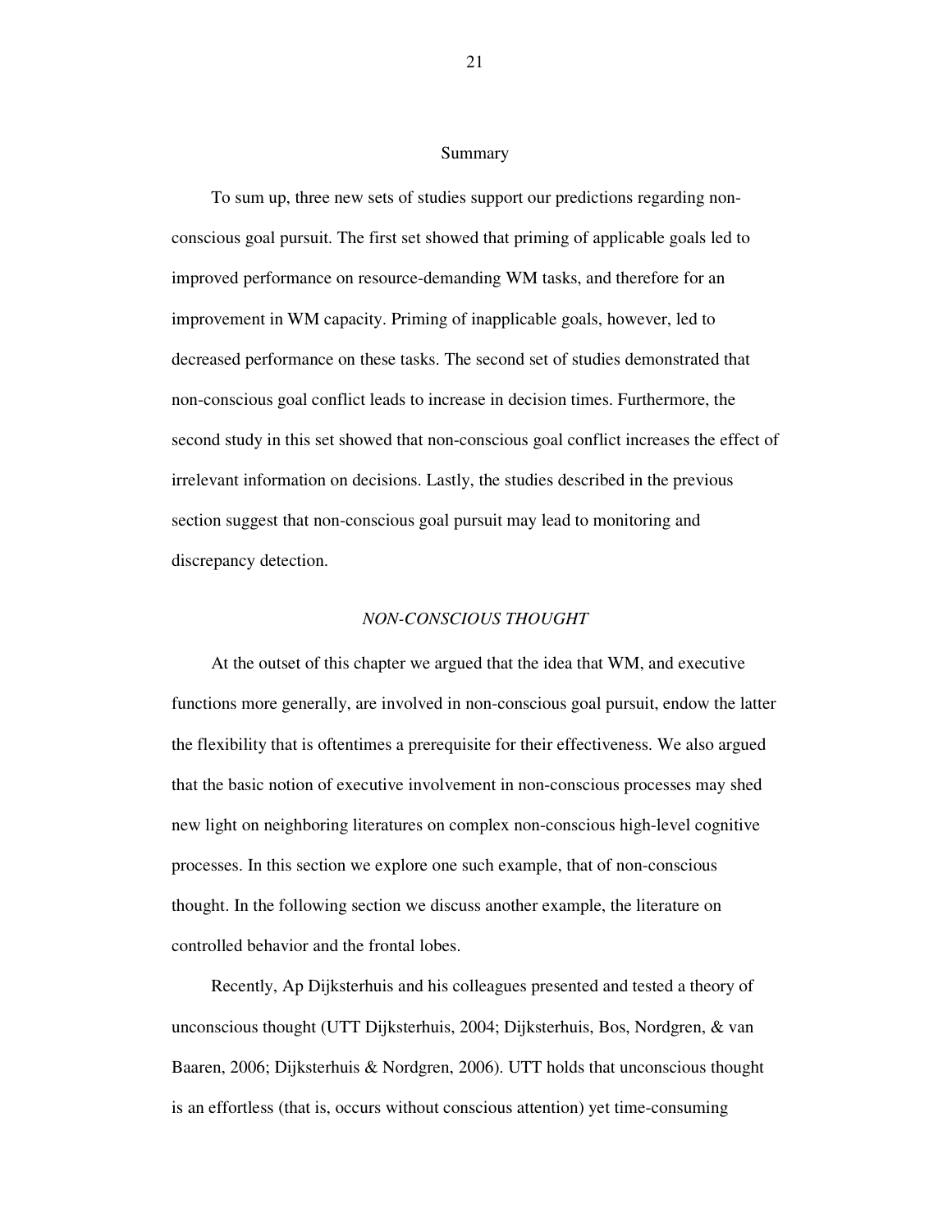## Summary

To sum up, three new sets of studies support our predictions regarding non-conscious goal pursuit. The first set showed that priming of applicable goals led to improved performance on resource-demanding WM tasks, and therefore for an improvement in WM capacity. Priming of inapplicable goals, however, led to decreased performance on these tasks. The second set of studies demonstrated that non-conscious goal conflict leads to increase in decision times. Furthermore, the second study in this set showed that non-conscious goal conflict increases the effect of irrelevant information on decisions. Lastly, the studies described in the previous section suggest that non-conscious goal pursuit may lead to monitoring and discrepancy detection.

## *NON-CONSCIOUS THOUGHT*

At the outset of this chapter we argued that the idea that WM, and executive functions more generally, are involved in non-conscious goal pursuit, endow the latter the flexibility that is oftentimes a prerequisite for their effectiveness. We also argued that the basic notion of executive involvement in non-conscious processes may shed new light on neighboring literatures on complex non-conscious high-level cognitive processes. In this section we explore one such example, that of non-conscious thought. In the following section we discuss another example, the literature on controlled behavior and the frontal lobes.

Recently, Ap Dijksterhuis and his colleagues presented and tested a theory of unconscious thought (UTT Dijksterhuis, 2004; Dijksterhuis, Bos, Nordgren, & van Baaren, 2006; Dijksterhuis & Nordgren, 2006). UTT holds that unconscious thought is an effortless (that is, occurs without conscious attention) yet time-consuming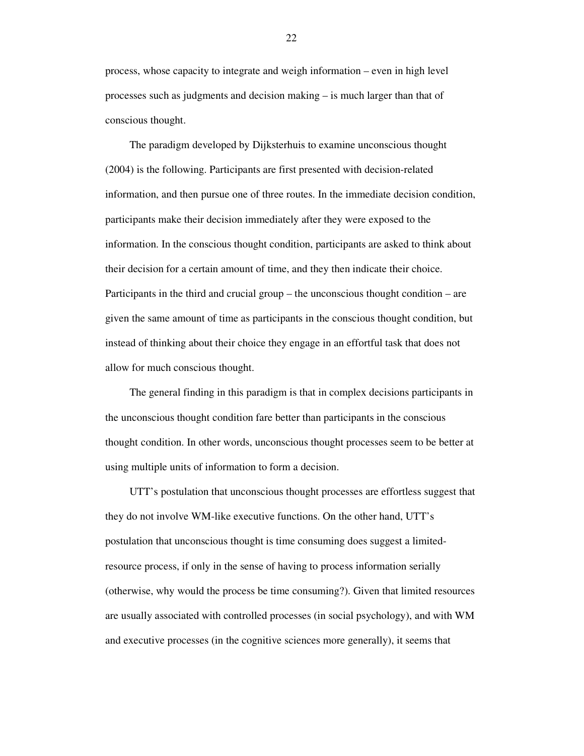process, whose capacity to integrate and weigh information – even in high level processes such as judgments and decision making – is much larger than that of conscious thought.

The paradigm developed by Dijksterhuis to examine unconscious thought (2004) is the following. Participants are first presented with decision-related information, and then pursue one of three routes. In the immediate decision condition, participants make their decision immediately after they were exposed to the information. In the conscious thought condition, participants are asked to think about their decision for a certain amount of time, and they then indicate their choice. Participants in the third and crucial group – the unconscious thought condition – are given the same amount of time as participants in the conscious thought condition, but instead of thinking about their choice they engage in an effortful task that does not allow for much conscious thought.

The general finding in this paradigm is that in complex decisions participants in the unconscious thought condition fare better than participants in the conscious thought condition. In other words, unconscious thought processes seem to be better at using multiple units of information to form a decision.

UTT's postulation that unconscious thought processes are effortless suggest that they do not involve WM-like executive functions. On the other hand, UTT's postulation that unconscious thought is time consuming does suggest a limited-resource process, if only in the sense of having to process information serially (otherwise, why would the process be time consuming?). Given that limited resources are usually associated with controlled processes (in social psychology), and with WM and executive processes (in the cognitive sciences more generally), it seems that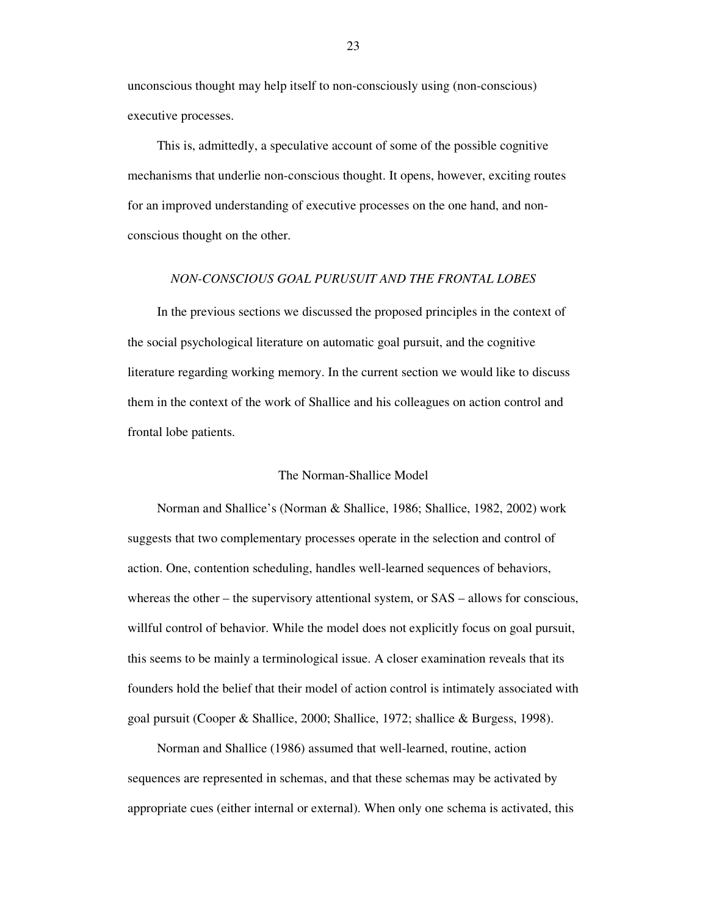unconscious thought may help itself to non-consciously using (non-conscious) executive processes.

This is, admittedly, a speculative account of some of the possible cognitive mechanisms that underlie non-conscious thought. It opens, however, exciting routes for an improved understanding of executive processes on the one hand, and non-conscious thought on the other.

## *NON-CONSCIOUS GOAL PURUSUIT AND THE FRONTAL LOBES*

In the previous sections we discussed the proposed principles in the context of the social psychological literature on automatic goal pursuit, and the cognitive literature regarding working memory. In the current section we would like to discuss them in the context of the work of Shallice and his colleagues on action control and frontal lobe patients.

### The Norman-Shallice Model

Norman and Shallice's (Norman & Shallice, 1986; Shallice, 1982, 2002) work suggests that two complementary processes operate in the selection and control of action. One, contention scheduling, handles well-learned sequences of behaviors, whereas the other – the supervisory attentional system, or SAS – allows for conscious, willful control of behavior. While the model does not explicitly focus on goal pursuit, this seems to be mainly a terminological issue. A closer examination reveals that its founders hold the belief that their model of action control is intimately associated with goal pursuit (Cooper & Shallice, 2000; Shallice, 1972; shallice & Burgess, 1998).

Norman and Shallice (1986) assumed that well-learned, routine, action sequences are represented in schemas, and that these schemas may be activated by appropriate cues (either internal or external). When only one schema is activated, this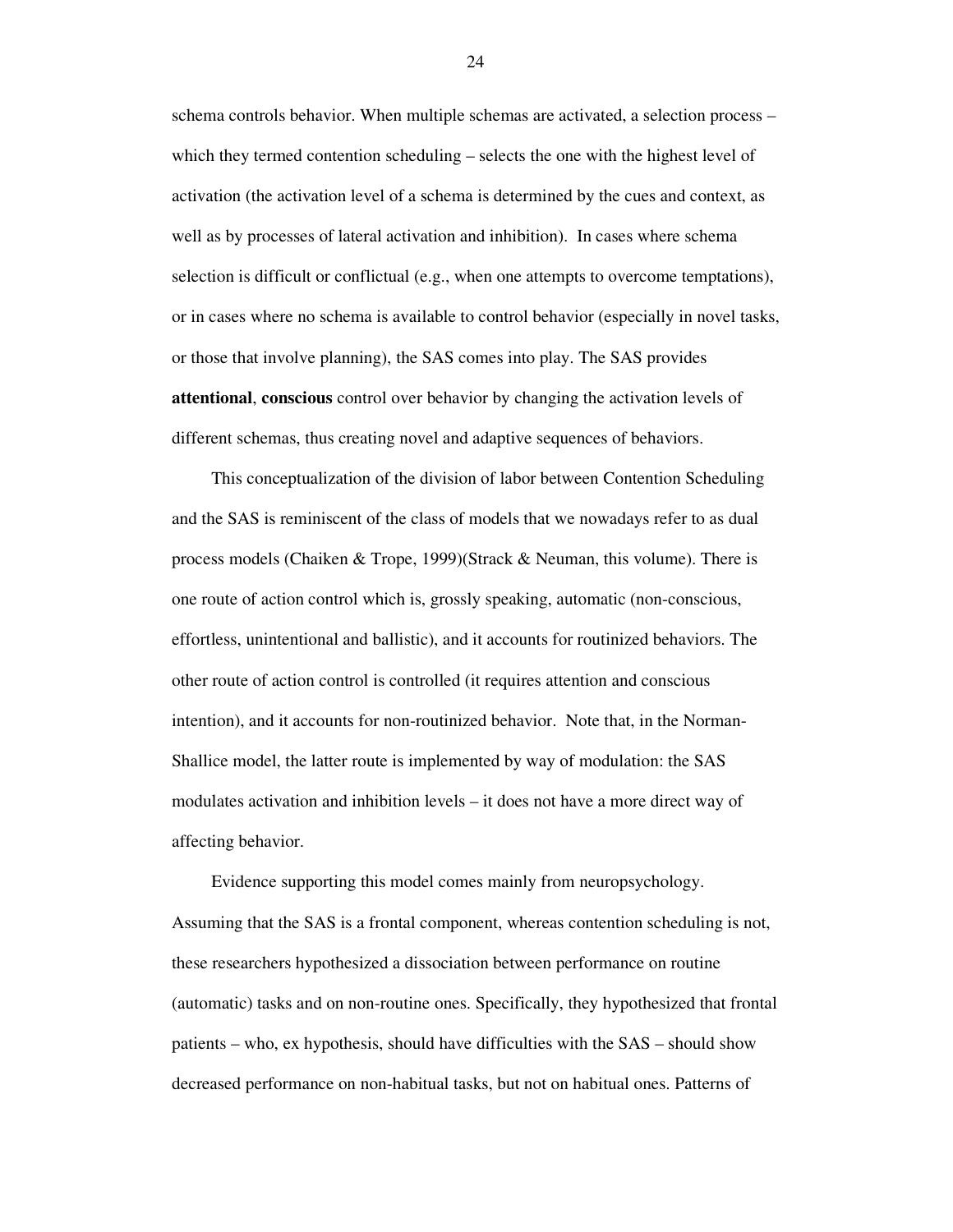schema controls behavior. When multiple schemas are activated, a selection process – which they termed contention scheduling – selects the one with the highest level of activation (the activation level of a schema is determined by the cues and context, as well as by processes of lateral activation and inhibition). In cases where schema selection is difficult or conflictual (e.g., when one attempts to overcome temptations), or in cases where no schema is available to control behavior (especially in novel tasks, or those that involve planning), the SAS comes into play. The SAS provides **attentional**, **conscious** control over behavior by changing the activation levels of different schemas, thus creating novel and adaptive sequences of behaviors.

This conceptualization of the division of labor between Contention Scheduling and the SAS is reminiscent of the class of models that we nowadays refer to as dual process models (Chaiken & Trope, 1999)(Strack & Neuman, this volume). There is one route of action control which is, grossly speaking, automatic (non-conscious, effortless, unintentional and ballistic), and it accounts for routinized behaviors. The other route of action control is controlled (it requires attention and conscious intention), and it accounts for non-routinized behavior. Note that, in the Norman-Shallice model, the latter route is implemented by way of modulation: the SAS modulates activation and inhibition levels – it does not have a more direct way of affecting behavior.

Evidence supporting this model comes mainly from neuropsychology. Assuming that the SAS is a frontal component, whereas contention scheduling is not, these researchers hypothesized a dissociation between performance on routine (automatic) tasks and on non-routine ones. Specifically, they hypothesized that frontal patients – who, ex hypothesis, should have difficulties with the SAS – should show decreased performance on non-habitual tasks, but not on habitual ones. Patterns of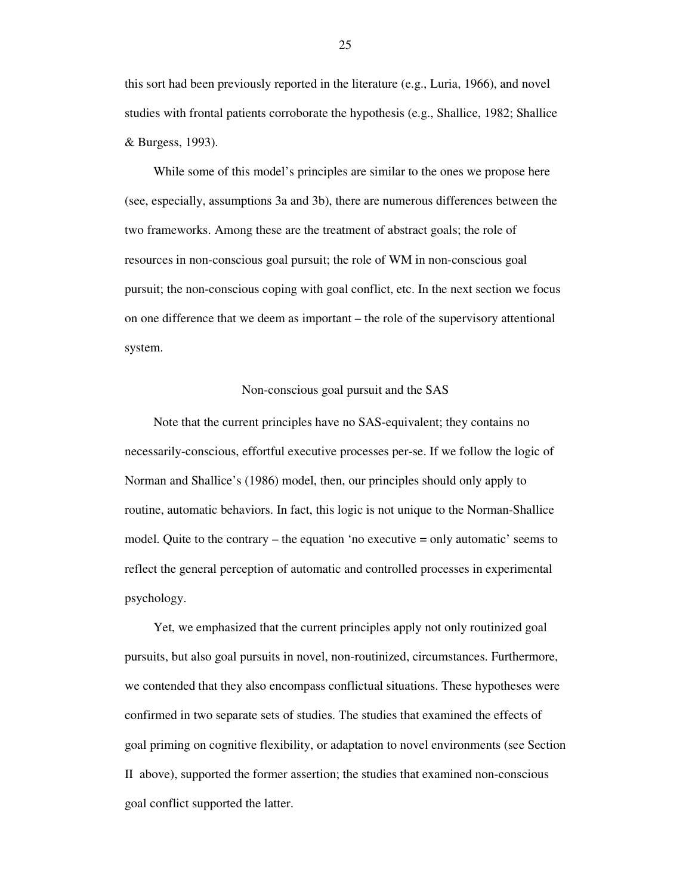this sort had been previously reported in the literature (e.g., Luria, 1966), and novel studies with frontal patients corroborate the hypothesis (e.g., Shallice, 1982; Shallice & Burgess, 1993).

While some of this model's principles are similar to the ones we propose here (see, especially, assumptions 3a and 3b), there are numerous differences between the two frameworks. Among these are the treatment of abstract goals; the role of resources in non-conscious goal pursuit; the role of WM in non-conscious goal pursuit; the non-conscious coping with goal conflict, etc. In the next section we focus on one difference that we deem as important – the role of the supervisory attentional system.

## Non-conscious goal pursuit and the SAS

Note that the current principles have no SAS-equivalent; they contains no necessarily-conscious, effortful executive processes per-se. If we follow the logic of Norman and Shallice's (1986) model, then, our principles should only apply to routine, automatic behaviors. In fact, this logic is not unique to the Norman-Shallice model. Quite to the contrary – the equation 'no executive = only automatic' seems to reflect the general perception of automatic and controlled processes in experimental psychology.

Yet, we emphasized that the current principles apply not only routinized goal pursuits, but also goal pursuits in novel, non-routinized, circumstances. Furthermore, we contended that they also encompass conflictual situations. These hypotheses were confirmed in two separate sets of studies. The studies that examined the effects of goal priming on cognitive flexibility, or adaptation to novel environments (see Section II above), supported the former assertion; the studies that examined non-conscious goal conflict supported the latter.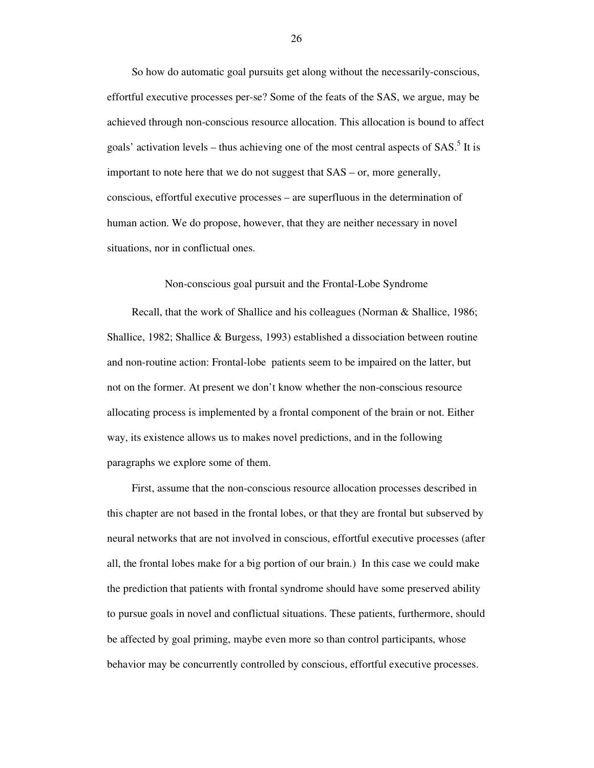So how do automatic goal pursuits get along without the necessarily-conscious, effortful executive processes per-se? Some of the feats of the SAS, we argue, may be achieved through non-conscious resource allocation. This allocation is bound to affect goals' activation levels – thus achieving one of the most central aspects of SAS.[5] It is important to note here that we do not suggest that SAS – or, more generally, conscious, effortful executive processes – are superfluous in the determination of human action. We do propose, however, that they are neither necessary in novel situations, nor in conflictual ones.

## Non-conscious goal pursuit and the Frontal-Lobe Syndrome

Recall, that the work of Shallice and his colleagues (Norman & Shallice, 1986; Shallice, 1982; Shallice & Burgess, 1993) established a dissociation between routine and non-routine action: Frontal-lobe patients seem to be impaired on the latter, but not on the former. At present we don't know whether the non-conscious resource allocating process is implemented by a frontal component of the brain or not. Either way, its existence allows us to makes novel predictions, and in the following paragraphs we explore some of them.

First, assume that the non-conscious resource allocation processes described in this chapter are not based in the frontal lobes, or that they are frontal but subserved by neural networks that are not involved in conscious, effortful executive processes (after all, the frontal lobes make for a big portion of our brain.) In this case we could make the prediction that patients with frontal syndrome should have some preserved ability to pursue goals in novel and conflictual situations. These patients, furthermore, should be affected by goal priming, maybe even more so than control participants, whose behavior may be concurrently controlled by conscious, effortful executive processes.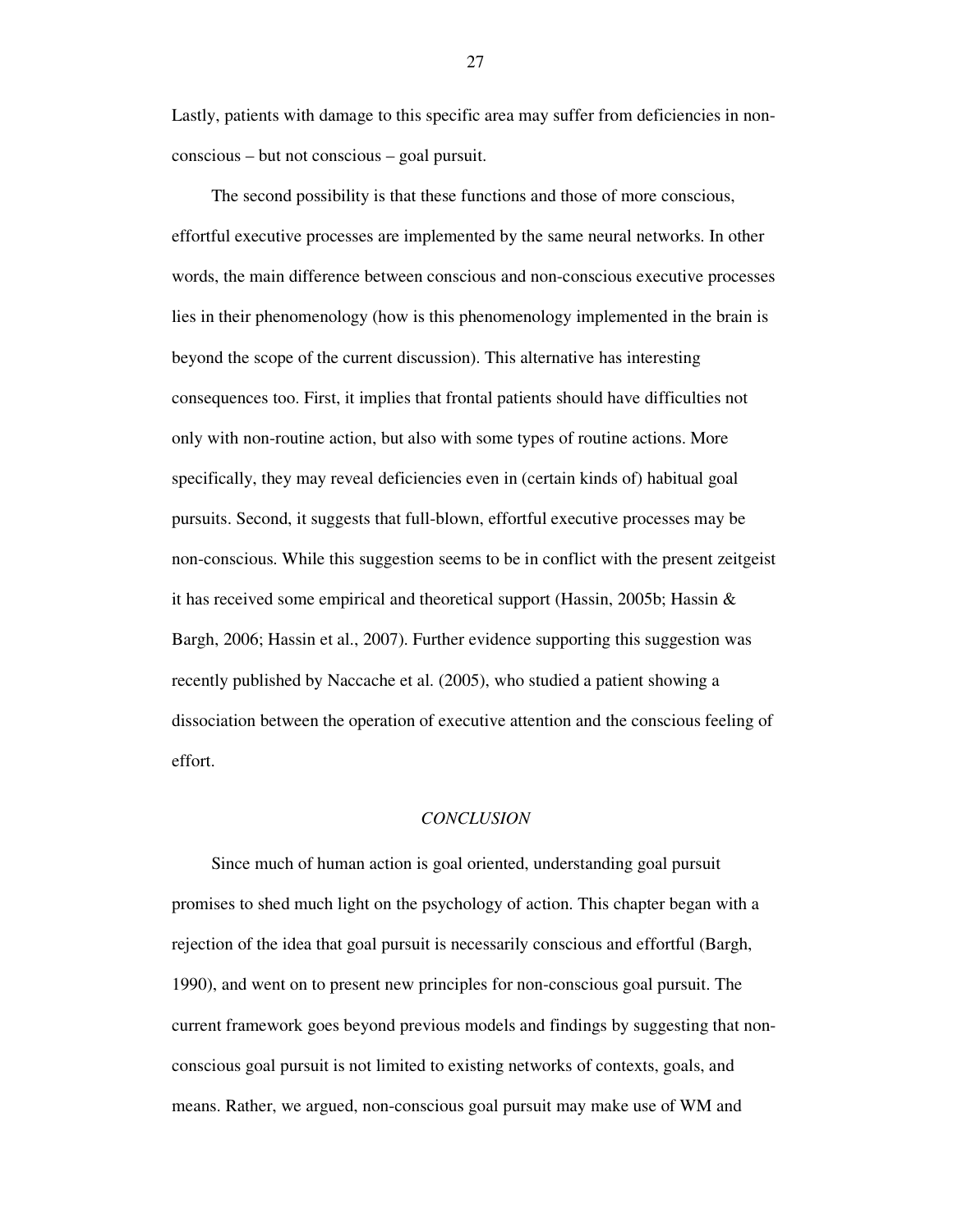Lastly, patients with damage to this specific area may suffer from deficiencies in non-conscious – but not conscious – goal pursuit.

The second possibility is that these functions and those of more conscious, effortful executive processes are implemented by the same neural networks. In other words, the main difference between conscious and non-conscious executive processes lies in their phenomenology (how is this phenomenology implemented in the brain is beyond the scope of the current discussion). This alternative has interesting consequences too. First, it implies that frontal patients should have difficulties not only with non-routine action, but also with some types of routine actions. More specifically, they may reveal deficiencies even in (certain kinds of) habitual goal pursuits. Second, it suggests that full-blown, effortful executive processes may be non-conscious. While this suggestion seems to be in conflict with the present zeitgeist it has received some empirical and theoretical support (Hassin, 2005b; Hassin & Bargh, 2006; Hassin et al., 2007). Further evidence supporting this suggestion was recently published by Naccache et al. (2005), who studied a patient showing a dissociation between the operation of executive attention and the conscious feeling of effort.

## *CONCLUSION*

Since much of human action is goal oriented, understanding goal pursuit promises to shed much light on the psychology of action. This chapter began with a rejection of the idea that goal pursuit is necessarily conscious and effortful (Bargh, 1990), and went on to present new principles for non-conscious goal pursuit. The current framework goes beyond previous models and findings by suggesting that non-conscious goal pursuit is not limited to existing networks of contexts, goals, and means. Rather, we argued, non-conscious goal pursuit may make use of WM and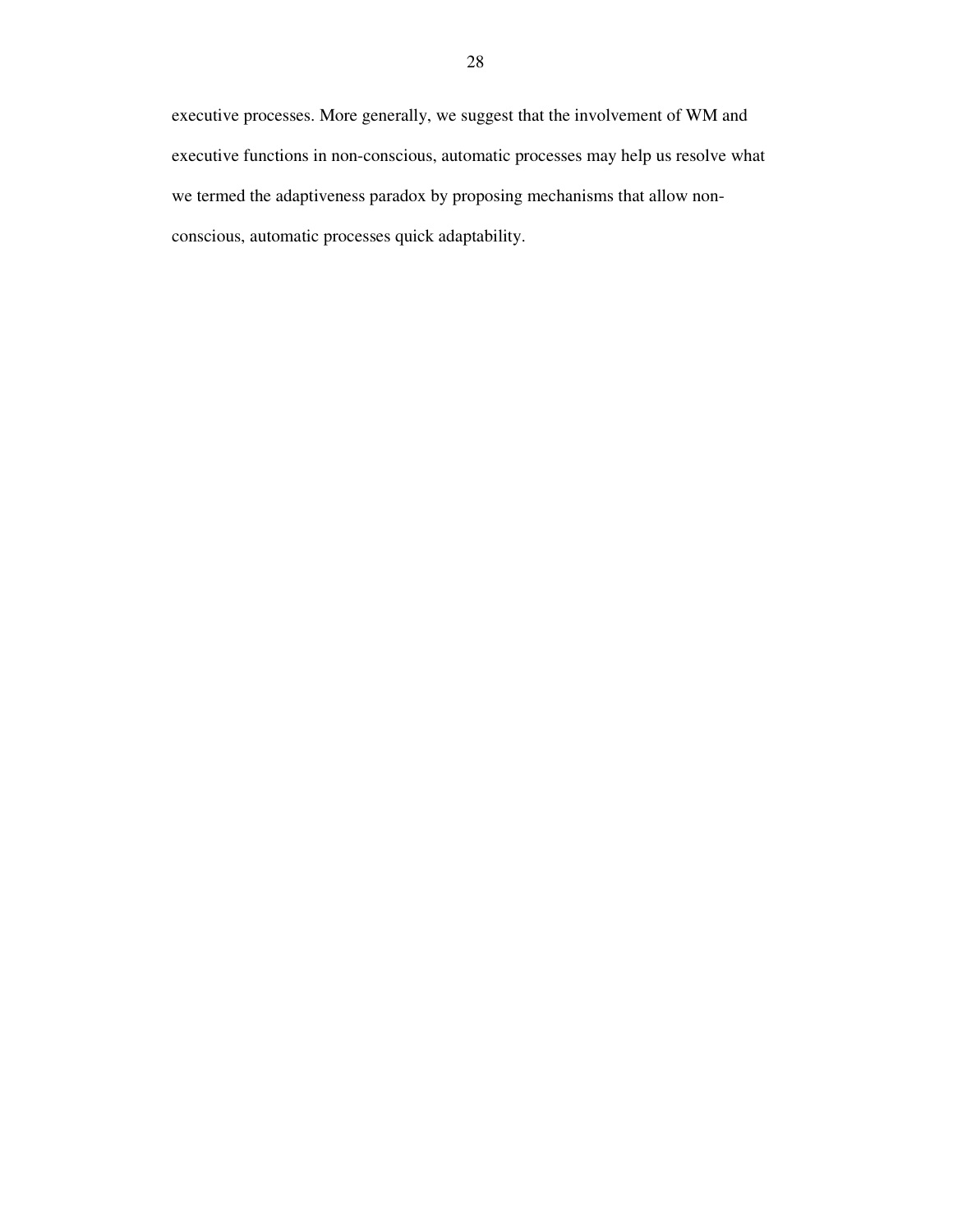executive processes. More generally, we suggest that the involvement of WM and executive functions in non-conscious, automatic processes may help us resolve what we termed the adaptiveness paradox by proposing mechanisms that allow non-conscious, automatic processes quick adaptability.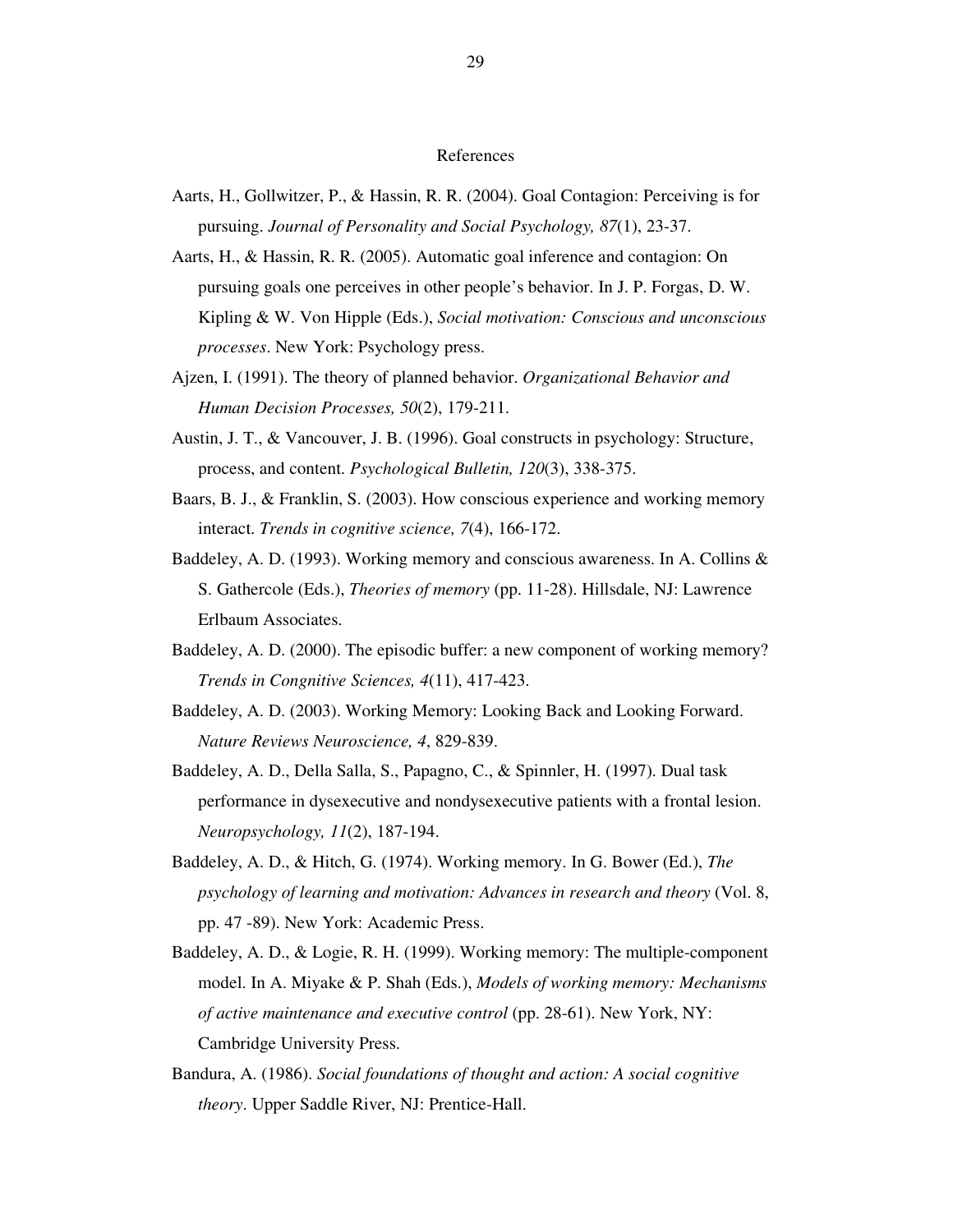# References

Aarts, H., Gollwitzer, P., & Hassin, R. R. (2004). Goal Contagion: Perceiving is for pursuing. *Journal of Personality and Social Psychology, 87*(1), 23-37.

Aarts, H., & Hassin, R. R. (2005). Automatic goal inference and contagion: On pursuing goals one perceives in other people's behavior. In J. P. Forgas, D. W. Kipling & W. Von Hipple (Eds.), *Social motivation: Conscious and unconscious processes*. New York: Psychology press.

Ajzen, I. (1991). The theory of planned behavior. *Organizational Behavior and Human Decision Processes, 50*(2), 179-211.

Austin, J. T., & Vancouver, J. B. (1996). Goal constructs in psychology: Structure, process, and content. *Psychological Bulletin, 120*(3), 338-375.

Baars, B. J., & Franklin, S. (2003). How conscious experience and working memory interact. *Trends in cognitive science, 7*(4), 166-172.

Baddeley, A. D. (1993). Working memory and conscious awareness. In A. Collins & S. Gathercole (Eds.), *Theories of memory* (pp. 11-28). Hillsdale, NJ: Lawrence Erlbaum Associates.

Baddeley, A. D. (2000). The episodic buffer: a new component of working memory? *Trends in Congnitive Sciences, 4*(11), 417-423.

Baddeley, A. D. (2003). Working Memory: Looking Back and Looking Forward. *Nature Reviews Neuroscience, 4*, 829-839.

Baddeley, A. D., Della Salla, S., Papagno, C., & Spinnler, H. (1997). Dual task performance in dysexecutive and nondysexecutive patients with a frontal lesion. *Neuropsychology, 11*(2), 187-194.

Baddeley, A. D., & Hitch, G. (1974). Working memory. In G. Bower (Ed.), *The psychology of learning and motivation: Advances in research and theory* (Vol. 8, pp. 47 -89). New York: Academic Press.

Baddeley, A. D., & Logie, R. H. (1999). Working memory: The multiple-component model. In A. Miyake & P. Shah (Eds.), *Models of working memory: Mechanisms of active maintenance and executive control* (pp. 28-61). New York, NY: Cambridge University Press.

Bandura, A. (1986). *Social foundations of thought and action: A social cognitive theory*. Upper Saddle River, NJ: Prentice-Hall.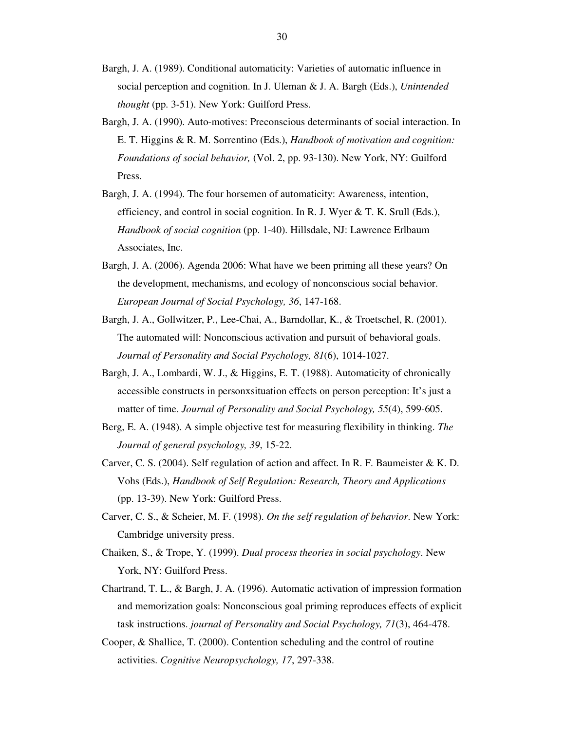Bargh, J. A. (1989). Conditional automaticity: Varieties of automatic influence in social perception and cognition. In J. Uleman & J. A. Bargh (Eds.), *Unintended thought* (pp. 3-51). New York: Guilford Press.

Bargh, J. A. (1990). Auto-motives: Preconscious determinants of social interaction. In E. T. Higgins & R. M. Sorrentino (Eds.), *Handbook of motivation and cognition: Foundations of social behavior,* (Vol. 2, pp. 93-130). New York, NY: Guilford Press.

Bargh, J. A. (1994). The four horsemen of automaticity: Awareness, intention, efficiency, and control in social cognition. In R. J. Wyer & T. K. Srull (Eds.), *Handbook of social cognition* (pp. 1-40). Hillsdale, NJ: Lawrence Erlbaum Associates, Inc.

Bargh, J. A. (2006). Agenda 2006: What have we been priming all these years? On the development, mechanisms, and ecology of nonconscious social behavior. *European Journal of Social Psychology, 36*, 147-168.

Bargh, J. A., Gollwitzer, P., Lee-Chai, A., Barndollar, K., & Troetschel, R. (2001). The automated will: Nonconscious activation and pursuit of behavioral goals. *Journal of Personality and Social Psychology, 81*(6), 1014-1027.

Bargh, J. A., Lombardi, W. J., & Higgins, E. T. (1988). Automaticity of chronically accessible constructs in personxsituation effects on person perception: It's just a matter of time. *Journal of Personality and Social Psychology, 55*(4), 599-605.

Berg, E. A. (1948). A simple objective test for measuring flexibility in thinking. *The Journal of general psychology, 39*, 15-22.

Carver, C. S. (2004). Self regulation of action and affect. In R. F. Baumeister & K. D. Vohs (Eds.), *Handbook of Self Regulation: Research, Theory and Applications* (pp. 13-39). New York: Guilford Press.

Carver, C. S., & Scheier, M. F. (1998). *On the self regulation of behavior*. New York: Cambridge university press.

Chaiken, S., & Trope, Y. (1999). *Dual process theories in social psychology*. New York, NY: Guilford Press.

Chartrand, T. L., & Bargh, J. A. (1996). Automatic activation of impression formation and memorization goals: Nonconscious goal priming reproduces effects of explicit task instructions. *journal of Personality and Social Psychology, 71*(3), 464-478.

Cooper, & Shallice, T. (2000). Contention scheduling and the control of routine activities. *Cognitive Neuropsychology, 17*, 297-338.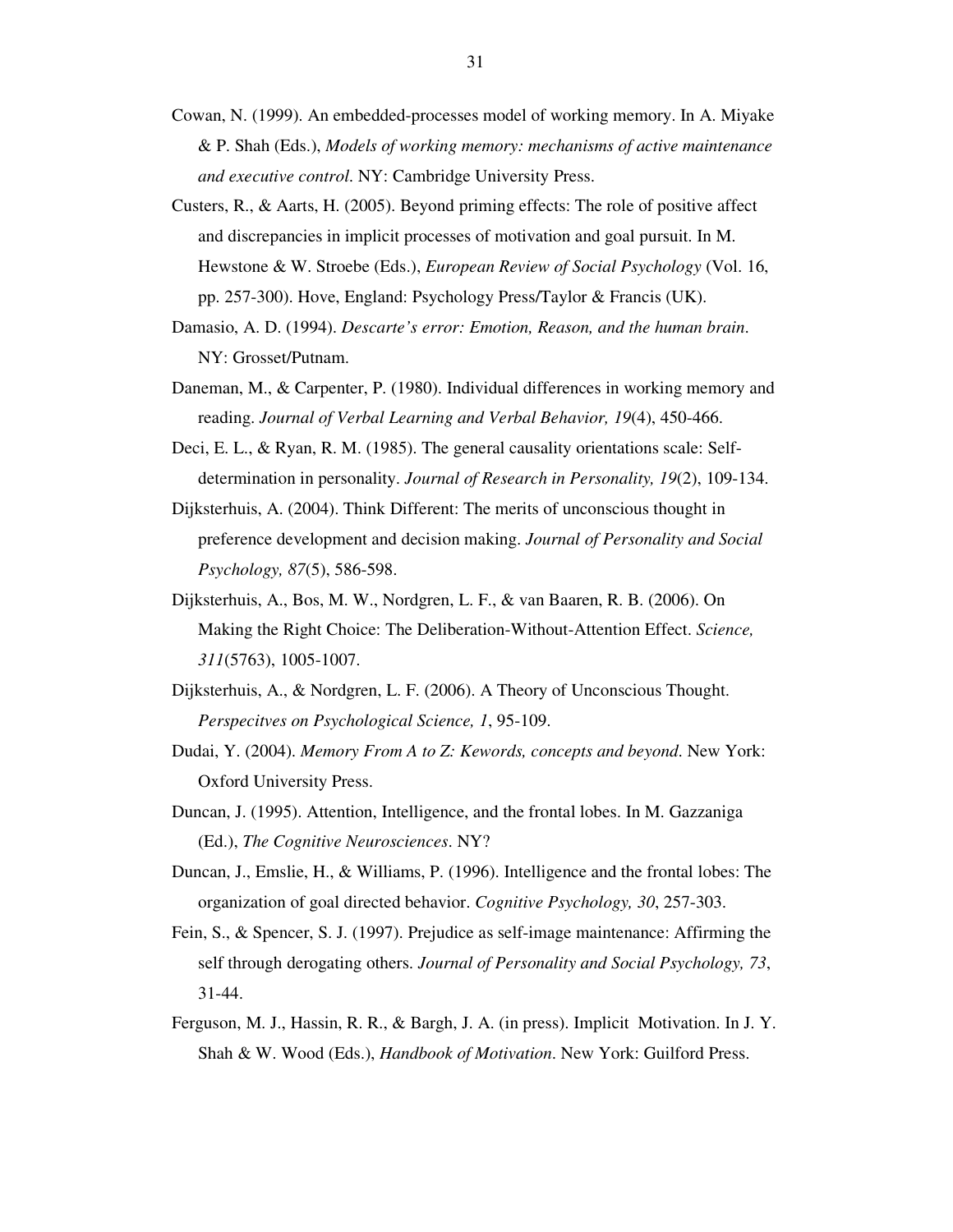Cowan, N. (1999). An embedded-processes model of working memory. In A. Miyake & P. Shah (Eds.), *Models of working memory: mechanisms of active maintenance and executive control*. NY: Cambridge University Press.

Custers, R., & Aarts, H. (2005). Beyond priming effects: The role of positive affect and discrepancies in implicit processes of motivation and goal pursuit. In M. Hewstone & W. Stroebe (Eds.), *European Review of Social Psychology* (Vol. 16, pp. 257-300). Hove, England: Psychology Press/Taylor & Francis (UK).

Damasio, A. D. (1994). *Descarte's error: Emotion, Reason, and the human brain*. NY: Grosset/Putnam.

Daneman, M., & Carpenter, P. (1980). Individual differences in working memory and reading. *Journal of Verbal Learning and Verbal Behavior, 19*(4), 450-466.

Deci, E. L., & Ryan, R. M. (1985). The general causality orientations scale: Self-determination in personality. *Journal of Research in Personality, 19*(2), 109-134.

Dijksterhuis, A. (2004). Think Different: The merits of unconscious thought in preference development and decision making. *Journal of Personality and Social Psychology, 87*(5), 586-598.

Dijksterhuis, A., Bos, M. W., Nordgren, L. F., & van Baaren, R. B. (2006). On Making the Right Choice: The Deliberation-Without-Attention Effect. *Science, 311*(5763), 1005-1007.

Dijksterhuis, A., & Nordgren, L. F. (2006). A Theory of Unconscious Thought. *Perspecitves on Psychological Science, 1*, 95-109.

Dudai, Y. (2004). *Memory From A to Z: Kewords, concepts and beyond*. New York: Oxford University Press.

Duncan, J. (1995). Attention, Intelligence, and the frontal lobes. In M. Gazzaniga (Ed.), *The Cognitive Neurosciences*. NY?

Duncan, J., Emslie, H., & Williams, P. (1996). Intelligence and the frontal lobes: The organization of goal directed behavior. *Cognitive Psychology, 30*, 257-303.

Fein, S., & Spencer, S. J. (1997). Prejudice as self-image maintenance: Affirming the self through derogating others. *Journal of Personality and Social Psychology, 73*, 31-44.

Ferguson, M. J., Hassin, R. R., & Bargh, J. A. (in press). Implicit Motivation. In J. Y. Shah & W. Wood (Eds.), *Handbook of Motivation*. New York: Guilford Press.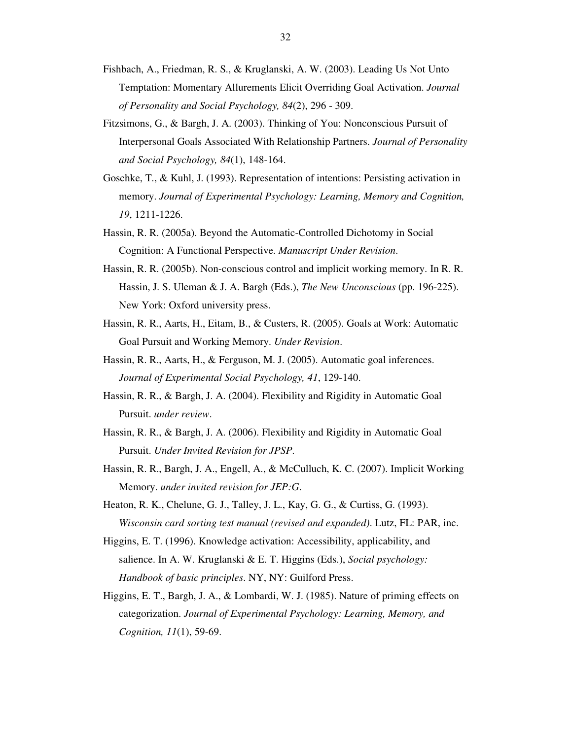Fishbach, A., Friedman, R. S., & Kruglanski, A. W. (2003). Leading Us Not Unto Temptation: Momentary Allurements Elicit Overriding Goal Activation. *Journal of Personality and Social Psychology, 84*(2), 296 - 309.

Fitzsimons, G., & Bargh, J. A. (2003). Thinking of You: Nonconscious Pursuit of Interpersonal Goals Associated With Relationship Partners. *Journal of Personality and Social Psychology, 84*(1), 148-164.

Goschke, T., & Kuhl, J. (1993). Representation of intentions: Persisting activation in memory. *Journal of Experimental Psychology: Learning, Memory and Cognition, 19*, 1211-1226.

Hassin, R. R. (2005a). Beyond the Automatic-Controlled Dichotomy in Social Cognition: A Functional Perspective. *Manuscript Under Revision*.

Hassin, R. R. (2005b). Non-conscious control and implicit working memory. In R. R. Hassin, J. S. Uleman & J. A. Bargh (Eds.), *The New Unconscious* (pp. 196-225). New York: Oxford university press.

Hassin, R. R., Aarts, H., Eitam, B., & Custers, R. (2005). Goals at Work: Automatic Goal Pursuit and Working Memory. *Under Revision*.

Hassin, R. R., Aarts, H., & Ferguson, M. J. (2005). Automatic goal inferences. *Journal of Experimental Social Psychology, 41*, 129-140.

Hassin, R. R., & Bargh, J. A. (2004). Flexibility and Rigidity in Automatic Goal Pursuit. *under review*.

Hassin, R. R., & Bargh, J. A. (2006). Flexibility and Rigidity in Automatic Goal Pursuit. *Under Invited Revision for JPSP*.

Hassin, R. R., Bargh, J. A., Engell, A., & McCulluch, K. C. (2007). Implicit Working Memory. *under invited revision for JEP:G*.

Heaton, R. K., Chelune, G. J., Talley, J. L., Kay, G. G., & Curtiss, G. (1993). *Wisconsin card sorting test manual (revised and expanded)*. Lutz, FL: PAR, inc.

Higgins, E. T. (1996). Knowledge activation: Accessibility, applicability, and salience. In A. W. Kruglanski & E. T. Higgins (Eds.), *Social psychology: Handbook of basic principles*. NY, NY: Guilford Press.

Higgins, E. T., Bargh, J. A., & Lombardi, W. J. (1985). Nature of priming effects on categorization. *Journal of Experimental Psychology: Learning, Memory, and Cognition, 11*(1), 59-69.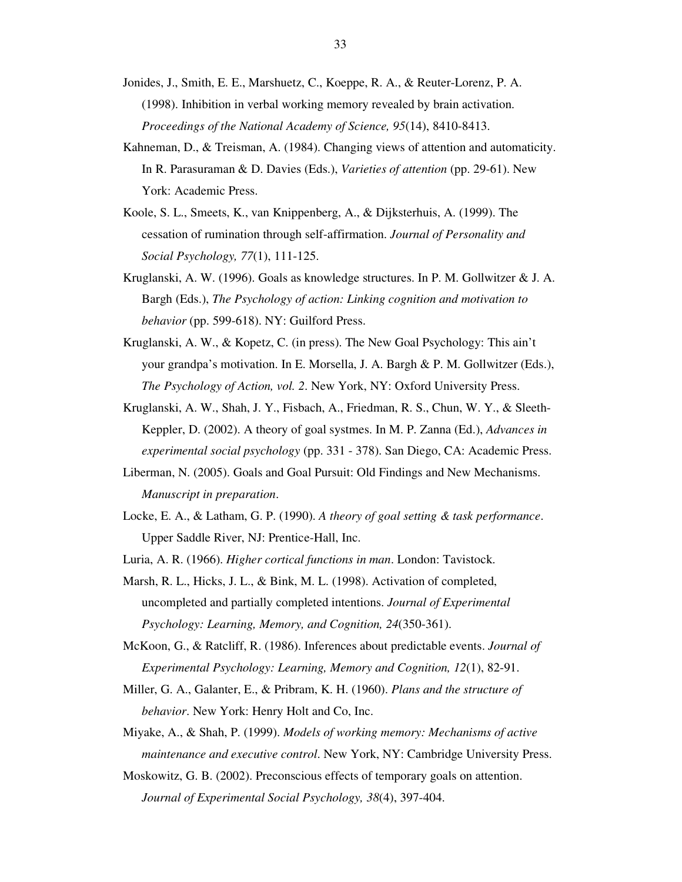Jonides, J., Smith, E. E., Marshuetz, C., Koeppe, R. A., & Reuter-Lorenz, P. A. (1998). Inhibition in verbal working memory revealed by brain activation. *Proceedings of the National Academy of Science, 95*(14), 8410-8413.

Kahneman, D., & Treisman, A. (1984). Changing views of attention and automaticity. In R. Parasuraman & D. Davies (Eds.), *Varieties of attention* (pp. 29-61). New York: Academic Press.

Koole, S. L., Smeets, K., van Knippenberg, A., & Dijksterhuis, A. (1999). The cessation of rumination through self-affirmation. *Journal of Personality and Social Psychology, 77*(1), 111-125.

Kruglanski, A. W. (1996). Goals as knowledge structures. In P. M. Gollwitzer & J. A. Bargh (Eds.), *The Psychology of action: Linking cognition and motivation to behavior* (pp. 599-618). NY: Guilford Press.

Kruglanski, A. W., & Kopetz, C. (in press). The New Goal Psychology: This ain't your grandpa's motivation. In E. Morsella, J. A. Bargh & P. M. Gollwitzer (Eds.), *The Psychology of Action, vol. 2*. New York, NY: Oxford University Press.

Kruglanski, A. W., Shah, J. Y., Fisbach, A., Friedman, R. S., Chun, W. Y., & Sleeth-Keppler, D. (2002). A theory of goal systmes. In M. P. Zanna (Ed.), *Advances in experimental social psychology* (pp. 331 - 378). San Diego, CA: Academic Press.

Liberman, N. (2005). Goals and Goal Pursuit: Old Findings and New Mechanisms. *Manuscript in preparation*.

Locke, E. A., & Latham, G. P. (1990). *A theory of goal setting & task performance*. Upper Saddle River, NJ: Prentice-Hall, Inc.

Luria, A. R. (1966). *Higher cortical functions in man*. London: Tavistock.

Marsh, R. L., Hicks, J. L., & Bink, M. L. (1998). Activation of completed, uncompleted and partially completed intentions. *Journal of Experimental Psychology: Learning, Memory, and Cognition, 24*(350-361).

McKoon, G., & Ratcliff, R. (1986). Inferences about predictable events. *Journal of Experimental Psychology: Learning, Memory and Cognition, 12*(1), 82-91.

Miller, G. A., Galanter, E., & Pribram, K. H. (1960). *Plans and the structure of behavior*. New York: Henry Holt and Co, Inc.

Miyake, A., & Shah, P. (1999). *Models of working memory: Mechanisms of active maintenance and executive control*. New York, NY: Cambridge University Press.

Moskowitz, G. B. (2002). Preconscious effects of temporary goals on attention. *Journal of Experimental Social Psychology, 38*(4), 397-404.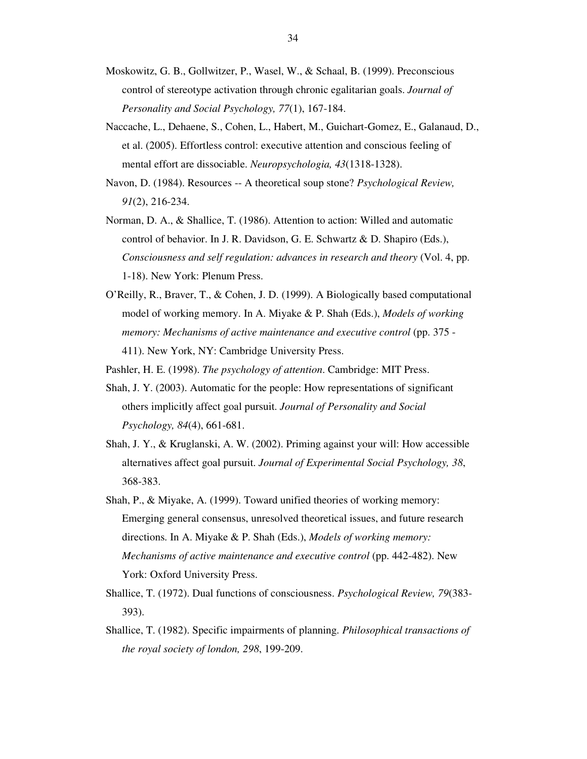Moskowitz, G. B., Gollwitzer, P., Wasel, W., & Schaal, B. (1999). Preconscious control of stereotype activation through chronic egalitarian goals. *Journal of Personality and Social Psychology, 77*(1), 167-184.

Naccache, L., Dehaene, S., Cohen, L., Habert, M., Guichart-Gomez, E., Galanaud, D., et al. (2005). Effortless control: executive attention and conscious feeling of mental effort are dissociable. *Neuropsychologia, 43*(1318-1328).

Navon, D. (1984). Resources -- A theoretical soup stone? *Psychological Review, 91*(2), 216-234.

Norman, D. A., & Shallice, T. (1986). Attention to action: Willed and automatic control of behavior. In J. R. Davidson, G. E. Schwartz & D. Shapiro (Eds.), *Consciousness and self regulation: advances in research and theory* (Vol. 4, pp. 1-18). New York: Plenum Press.

O'Reilly, R., Braver, T., & Cohen, J. D. (1999). A Biologically based computational model of working memory. In A. Miyake & P. Shah (Eds.), *Models of working memory: Mechanisms of active maintenance and executive control* (pp. 375 - 411). New York, NY: Cambridge University Press.

Pashler, H. E. (1998). *The psychology of attention*. Cambridge: MIT Press.

Shah, J. Y. (2003). Automatic for the people: How representations of significant others implicitly affect goal pursuit. *Journal of Personality and Social Psychology, 84*(4), 661-681.

Shah, J. Y., & Kruglanski, A. W. (2002). Priming against your will: How accessible alternatives affect goal pursuit. *Journal of Experimental Social Psychology, 38*, 368-383.

Shah, P., & Miyake, A. (1999). Toward unified theories of working memory: Emerging general consensus, unresolved theoretical issues, and future research directions. In A. Miyake & P. Shah (Eds.), *Models of working memory: Mechanisms of active maintenance and executive control* (pp. 442-482). New York: Oxford University Press.

Shallice, T. (1972). Dual functions of consciousness. *Psychological Review, 79*(383-393).

Shallice, T. (1982). Specific impairments of planning. *Philosophical transactions of the royal society of london, 298*, 199-209.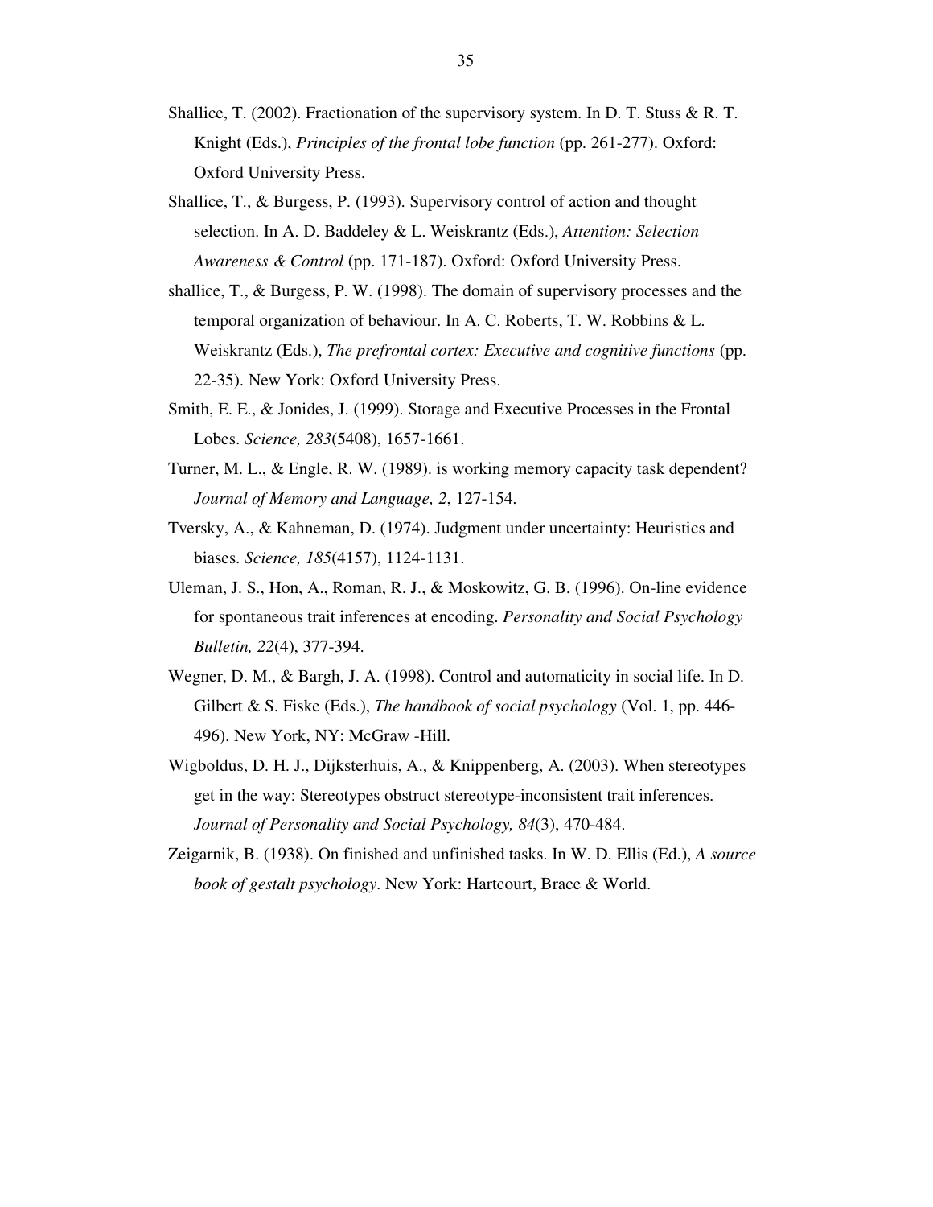Shallice, T. (2002). Fractionation of the supervisory system. In D. T. Stuss & R. T. Knight (Eds.), *Principles of the frontal lobe function* (pp. 261-277). Oxford: Oxford University Press.

Shallice, T., & Burgess, P. (1993). Supervisory control of action and thought selection. In A. D. Baddeley & L. Weiskrantz (Eds.), *Attention: Selection Awareness & Control* (pp. 171-187). Oxford: Oxford University Press.

shallice, T., & Burgess, P. W. (1998). The domain of supervisory processes and the temporal organization of behaviour. In A. C. Roberts, T. W. Robbins & L. Weiskrantz (Eds.), *The prefrontal cortex: Executive and cognitive functions* (pp. 22-35). New York: Oxford University Press.

Smith, E. E., & Jonides, J. (1999). Storage and Executive Processes in the Frontal Lobes. *Science, 283*(5408), 1657-1661.

Turner, M. L., & Engle, R. W. (1989). is working memory capacity task dependent? *Journal of Memory and Language, 2*, 127-154.

Tversky, A., & Kahneman, D. (1974). Judgment under uncertainty: Heuristics and biases. *Science, 185*(4157), 1124-1131.

Uleman, J. S., Hon, A., Roman, R. J., & Moskowitz, G. B. (1996). On-line evidence for spontaneous trait inferences at encoding. *Personality and Social Psychology Bulletin, 22*(4), 377-394.

Wegner, D. M., & Bargh, J. A. (1998). Control and automaticity in social life. In D. Gilbert & S. Fiske (Eds.), *The handbook of social psychology* (Vol. 1, pp. 446-496). New York, NY: McGraw -Hill.

Wigboldus, D. H. J., Dijksterhuis, A., & Knippenberg, A. (2003). When stereotypes get in the way: Stereotypes obstruct stereotype-inconsistent trait inferences. *Journal of Personality and Social Psychology, 84*(3), 470-484.

Zeigarnik, B. (1938). On finished and unfinished tasks. In W. D. Ellis (Ed.), *A source book of gestalt psychology*. New York: Hartcourt, Brace & World.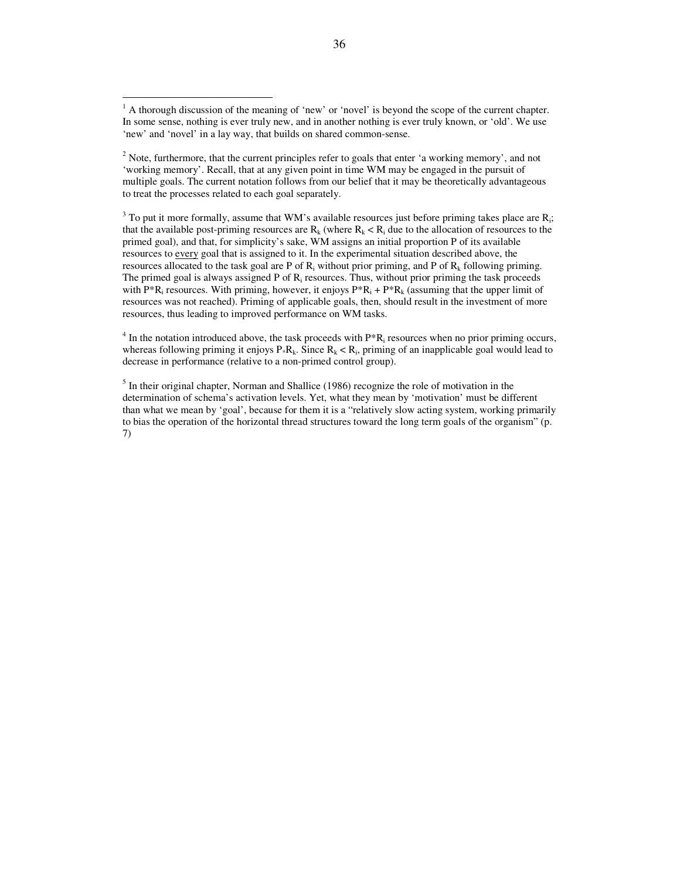[1] A thorough discussion of the meaning of 'new' or 'novel' is beyond the scope of the current chapter. In some sense, nothing is ever truly new, and in another nothing is ever truly known, or 'old'. We use 'new' and 'novel' in a lay way, that builds on shared common-sense.

[2] Note, furthermore, that the current principles refer to goals that enter 'a working memory', and not 'working memory'. Recall, that at any given point in time WM may be engaged in the pursuit of multiple goals. The current notation follows from our belief that it may be theoretically advantageous to treat the processes related to each goal separately.

[3] To put it more formally, assume that WM's available resources just before priming takes place are $R_i$; that the available post-priming resources are $R_k$ (where $R_k < R_i$ due to the allocation of resources to the primed goal), and that, for simplicity's sake, WM assigns an initial proportion P of its available resources to <u>every</u> goal that is assigned to it. In the experimental situation described above, the resources allocated to the task goal are P of $R_i$ without prior priming, and P of $R_k$ following priming. The primed goal is always assigned P of $R_i$ resources. Thus, without prior priming the task proceeds with $P*R_i$ resources. With priming, however, it enjoys $P*R_i + P*R_k$ (assuming that the upper limit of resources was not reached). Priming of applicable goals, then, should result in the investment of more resources, thus leading to improved performance on WM tasks.

[4] In the notation introduced above, the task proceeds with $P*R_i$ resources when no prior priming occurs, whereas following priming it enjoys $P*R_k$. Since $R_k < R_i$, priming of an inapplicable goal would lead to decrease in performance (relative to a non-primed control group).

[5] In their original chapter, Norman and Shallice (1986) recognize the role of motivation in the determination of schema's activation levels. Yet, what they mean by 'motivation' must be different than what we mean by 'goal', because for them it is a "relatively slow acting system, working primarily to bias the operation of the horizontal thread structures toward the long term goals of the organism" (p. 7)